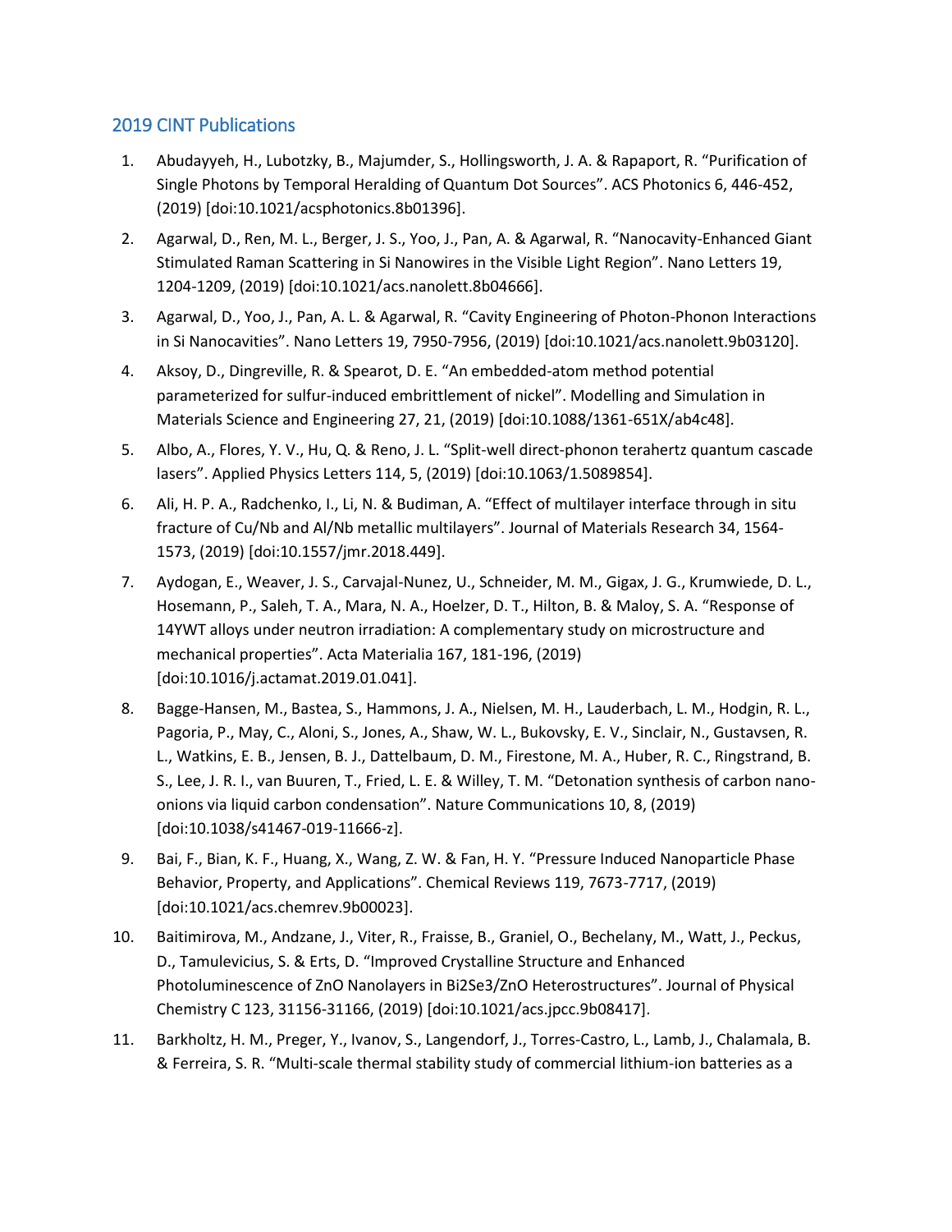## 2019 CINT Publications

1. Abudayyeh, H., Lubotzky, B., Majumder, S., Hollingsworth, J. A. & Rapaport, R. "Purification of Single Photons by Temporal Heralding of Quantum Dot Sources". ACS Photonics 6, 446-452, (2019) [doi:10.1021/acsphotonics.8b01396].
2. Agarwal, D., Ren, M. L., Berger, J. S., Yoo, J., Pan, A. & Agarwal, R. "Nanocavity-Enhanced Giant Stimulated Raman Scattering in Si Nanowires in the Visible Light Region". Nano Letters 19, 1204-1209, (2019) [doi:10.1021/acs.nanolett.8b04666].
3. Agarwal, D., Yoo, J., Pan, A. L. & Agarwal, R. "Cavity Engineering of Photon-Phonon Interactions in Si Nanocavities". Nano Letters 19, 7950-7956, (2019) [doi:10.1021/acs.nanolett.9b03120].
4. Aksoy, D., Dingreville, R. & Spearot, D. E. "An embedded-atom method potential parameterized for sulfur-induced embrittlement of nickel". Modelling and Simulation in Materials Science and Engineering 27, 21, (2019) [doi:10.1088/1361-651X/ab4c48].
5. Albo, A., Flores, Y. V., Hu, Q. & Reno, J. L. "Split-well direct-phonon terahertz quantum cascade lasers". Applied Physics Letters 114, 5, (2019) [doi:10.1063/1.5089854].
6. Ali, H. P. A., Radchenko, I., Li, N. & Budiman, A. "Effect of multilayer interface through in situ fracture of Cu/Nb and Al/Nb metallic multilayers". Journal of Materials Research 34, 1564-1573, (2019) [doi:10.1557/jmr.2018.449].
7. Aydogan, E., Weaver, J. S., Carvajal-Nunez, U., Schneider, M. M., Gigax, J. G., Krumwiede, D. L., Hosemann, P., Saleh, T. A., Mara, N. A., Hoelzer, D. T., Hilton, B. & Maloy, S. A. "Response of 14YWT alloys under neutron irradiation: A complementary study on microstructure and mechanical properties". Acta Materialia 167, 181-196, (2019) [doi:10.1016/j.actamat.2019.01.041].
8. Bagge-Hansen, M., Bastea, S., Hammons, J. A., Nielsen, M. H., Lauderbach, L. M., Hodgin, R. L., Pagoria, P., May, C., Aloni, S., Jones, A., Shaw, W. L., Bukovsky, E. V., Sinclair, N., Gustavsen, R. L., Watkins, E. B., Jensen, B. J., Dattelbaum, D. M., Firestone, M. A., Huber, R. C., Ringstrand, B. S., Lee, J. R. I., van Buuren, T., Fried, L. E. & Willey, T. M. "Detonation synthesis of carbon nano-onions via liquid carbon condensation". Nature Communications 10, 8, (2019) [doi:10.1038/s41467-019-11666-z].
9. Bai, F., Bian, K. F., Huang, X., Wang, Z. W. & Fan, H. Y. "Pressure Induced Nanoparticle Phase Behavior, Property, and Applications". Chemical Reviews 119, 7673-7717, (2019) [doi:10.1021/acs.chemrev.9b00023].
10. Baitimirova, M., Andzane, J., Viter, R., Fraisse, B., Graniel, O., Bechelany, M., Watt, J., Peckus, D., Tamulevicius, S. & Erts, D. "Improved Crystalline Structure and Enhanced Photoluminescence of ZnO Nanolayers in $Bi_2Se_3$/ZnO Heterostructures". Journal of Physical Chemistry C 123, 31156-31166, (2019) [doi:10.1021/acs.jpcc.9b08417].
11. Barkholtz, H. M., Preger, Y., Ivanov, S., Langendorf, J., Torres-Castro, L., Lamb, J., Chalamala, B. & Ferreira, S. R. "Multi-scale thermal stability study of commercial lithium-ion batteries as a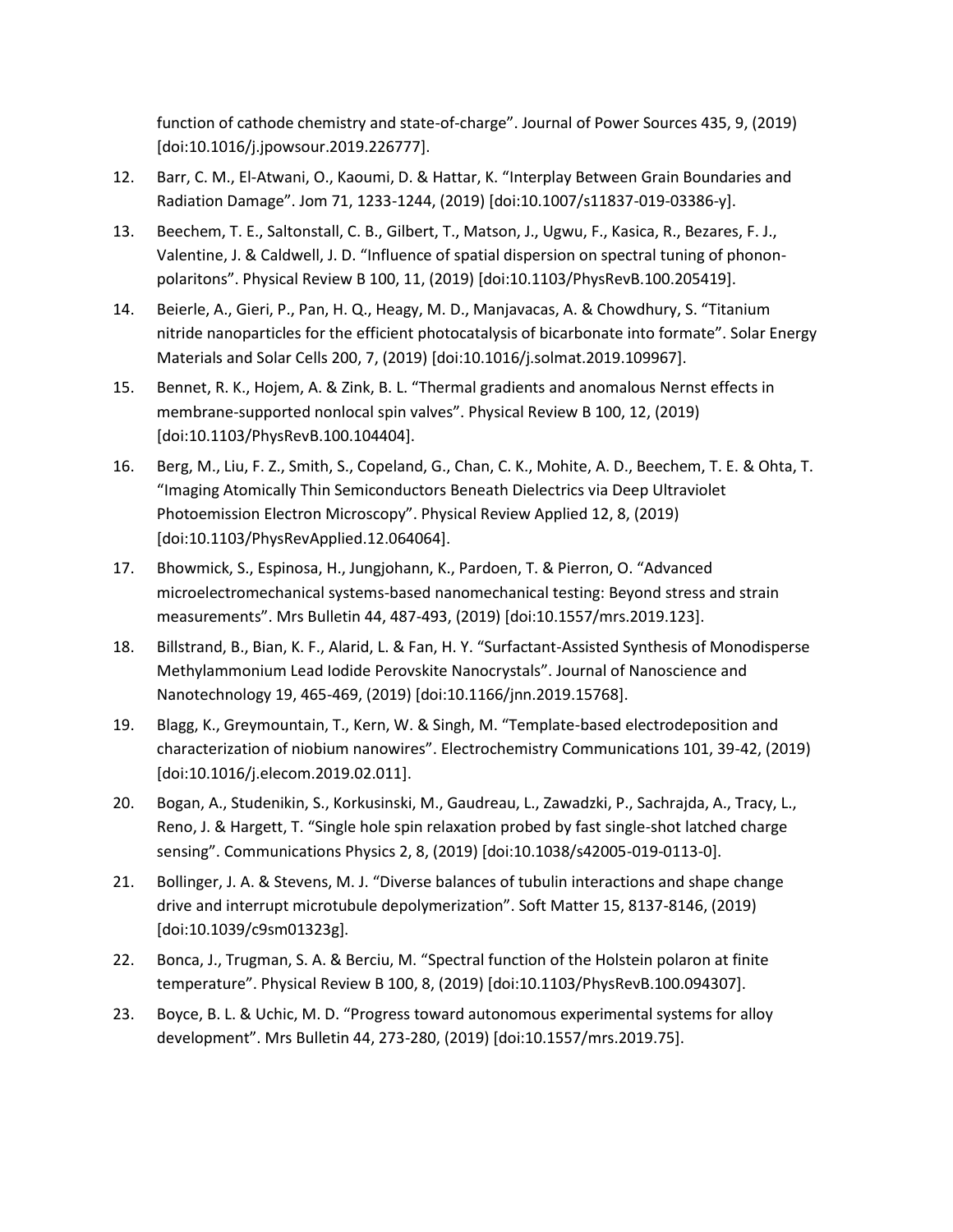function of cathode chemistry and state-of-charge". Journal of Power Sources 435, 9, (2019) [doi:10.1016/j.jpowsour.2019.226777].

12. Barr, C. M., El-Atwani, O., Kaoumi, D. & Hattar, K. "Interplay Between Grain Boundaries and Radiation Damage". Jom 71, 1233-1244, (2019) [doi:10.1007/s11837-019-03386-y].
13. Beechem, T. E., Saltonstall, C. B., Gilbert, T., Matson, J., Ugwu, F., Kasica, R., Bezares, F. J., Valentine, J. & Caldwell, J. D. "Influence of spatial dispersion on spectral tuning of phonon-polaritons". Physical Review B 100, 11, (2019) [doi:10.1103/PhysRevB.100.205419].
14. Beierle, A., Gieri, P., Pan, H. Q., Heagy, M. D., Manjavacas, A. & Chowdhury, S. "Titanium nitride nanoparticles for the efficient photocatalysis of bicarbonate into formate". Solar Energy Materials and Solar Cells 200, 7, (2019) [doi:10.1016/j.solmat.2019.109967].
15. Bennet, R. K., Hojem, A. & Zink, B. L. "Thermal gradients and anomalous Nernst effects in membrane-supported nonlocal spin valves". Physical Review B 100, 12, (2019) [doi:10.1103/PhysRevB.100.104404].
16. Berg, M., Liu, F. Z., Smith, S., Copeland, G., Chan, C. K., Mohite, A. D., Beechem, T. E. & Ohta, T. "Imaging Atomically Thin Semiconductors Beneath Dielectrics via Deep Ultraviolet Photoemission Electron Microscopy". Physical Review Applied 12, 8, (2019) [doi:10.1103/PhysRevApplied.12.064064].
17. Bhowmick, S., Espinosa, H., Jungjohann, K., Pardoen, T. & Pierron, O. "Advanced microelectromechanical systems-based nanomechanical testing: Beyond stress and strain measurements". Mrs Bulletin 44, 487-493, (2019) [doi:10.1557/mrs.2019.123].
18. Billstrand, B., Bian, K. F., Alarid, L. & Fan, H. Y. "Surfactant-Assisted Synthesis of Monodisperse Methylammonium Lead Iodide Perovskite Nanocrystals". Journal of Nanoscience and Nanotechnology 19, 465-469, (2019) [doi:10.1166/jnn.2019.15768].
19. Blagg, K., Greymountain, T., Kern, W. & Singh, M. "Template-based electrodeposition and characterization of niobium nanowires". Electrochemistry Communications 101, 39-42, (2019) [doi:10.1016/j.elecom.2019.02.011].
20. Bogan, A., Studenikin, S., Korkusinski, M., Gaudreau, L., Zawadzki, P., Sachrajda, A., Tracy, L., Reno, J. & Hargett, T. "Single hole spin relaxation probed by fast single-shot latched charge sensing". Communications Physics 2, 8, (2019) [doi:10.1038/s42005-019-0113-0].
21. Bollinger, J. A. & Stevens, M. J. "Diverse balances of tubulin interactions and shape change drive and interrupt microtubule depolymerization". Soft Matter 15, 8137-8146, (2019) [doi:10.1039/c9sm01323g].
22. Bonca, J., Trugman, S. A. & Berciu, M. "Spectral function of the Holstein polaron at finite temperature". Physical Review B 100, 8, (2019) [doi:10.1103/PhysRevB.100.094307].
23. Boyce, B. L. & Uchic, M. D. "Progress toward autonomous experimental systems for alloy development". Mrs Bulletin 44, 273-280, (2019) [doi:10.1557/mrs.2019.75].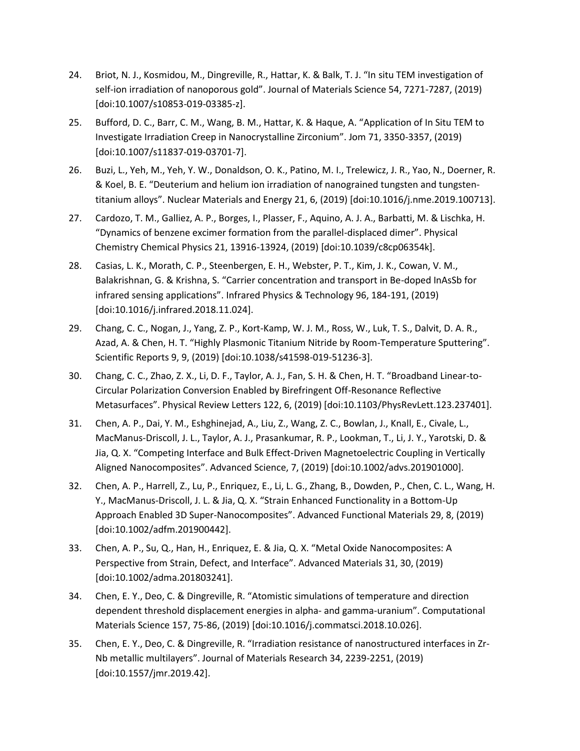24. Briot, N. J., Kosmidou, M., Dingreville, R., Hattar, K. & Balk, T. J. "In situ TEM investigation of self-ion irradiation of nanoporous gold". Journal of Materials Science 54, 7271-7287, (2019) [doi:10.1007/s10853-019-03385-z].

25. Bufford, D. C., Barr, C. M., Wang, B. M., Hattar, K. & Haque, A. "Application of In Situ TEM to Investigate Irradiation Creep in Nanocrystalline Zirconium". Jom 71, 3350-3357, (2019) [doi:10.1007/s11837-019-03701-7].

26. Buzi, L., Yeh, M., Yeh, Y. W., Donaldson, O. K., Patino, M. I., Trelewicz, J. R., Yao, N., Doerner, R. & Koel, B. E. "Deuterium and helium ion irradiation of nanograined tungsten and tungsten-titanium alloys". Nuclear Materials and Energy 21, 6, (2019) [doi:10.1016/j.nme.2019.100713].

27. Cardozo, T. M., Galliez, A. P., Borges, I., Plasser, F., Aquino, A. J. A., Barbatti, M. & Lischka, H. "Dynamics of benzene excimer formation from the parallel-displaced dimer". Physical Chemistry Chemical Physics 21, 13916-13924, (2019) [doi:10.1039/c8cp06354k].

28. Casias, L. K., Morath, C. P., Steenbergen, E. H., Webster, P. T., Kim, J. K., Cowan, V. M., Balakrishnan, G. & Krishna, S. "Carrier concentration and transport in Be-doped InAsSb for infrared sensing applications". Infrared Physics & Technology 96, 184-191, (2019) [doi:10.1016/j.infrared.2018.11.024].

29. Chang, C. C., Nogan, J., Yang, Z. P., Kort-Kamp, W. J. M., Ross, W., Luk, T. S., Dalvit, D. A. R., Azad, A. & Chen, H. T. "Highly Plasmonic Titanium Nitride by Room-Temperature Sputtering". Scientific Reports 9, 9, (2019) [doi:10.1038/s41598-019-51236-3].

30. Chang, C. C., Zhao, Z. X., Li, D. F., Taylor, A. J., Fan, S. H. & Chen, H. T. "Broadband Linear-to-Circular Polarization Conversion Enabled by Birefringent Off-Resonance Reflective Metasurfaces". Physical Review Letters 122, 6, (2019) [doi:10.1103/PhysRevLett.123.237401].

31. Chen, A. P., Dai, Y. M., Eshghinejad, A., Liu, Z., Wang, Z. C., Bowlan, J., Knall, E., Civale, L., MacManus-Driscoll, J. L., Taylor, A. J., Prasankumar, R. P., Lookman, T., Li, J. Y., Yarotski, D. & Jia, Q. X. "Competing Interface and Bulk Effect-Driven Magnetoelectric Coupling in Vertically Aligned Nanocomposites". Advanced Science, 7, (2019) [doi:10.1002/advs.201901000].

32. Chen, A. P., Harrell, Z., Lu, P., Enriquez, E., Li, L. G., Zhang, B., Dowden, P., Chen, C. L., Wang, H. Y., MacManus-Driscoll, J. L. & Jia, Q. X. "Strain Enhanced Functionality in a Bottom-Up Approach Enabled 3D Super-Nanocomposites". Advanced Functional Materials 29, 8, (2019) [doi:10.1002/adfm.201900442].

33. Chen, A. P., Su, Q., Han, H., Enriquez, E. & Jia, Q. X. "Metal Oxide Nanocomposites: A Perspective from Strain, Defect, and Interface". Advanced Materials 31, 30, (2019) [doi:10.1002/adma.201803241].

34. Chen, E. Y., Deo, C. & Dingreville, R. "Atomistic simulations of temperature and direction dependent threshold displacement energies in alpha- and gamma-uranium". Computational Materials Science 157, 75-86, (2019) [doi:10.1016/j.commatsci.2018.10.026].

35. Chen, E. Y., Deo, C. & Dingreville, R. "Irradiation resistance of nanostructured interfaces in Zr-Nb metallic multilayers". Journal of Materials Research 34, 2239-2251, (2019) [doi:10.1557/jmr.2019.42].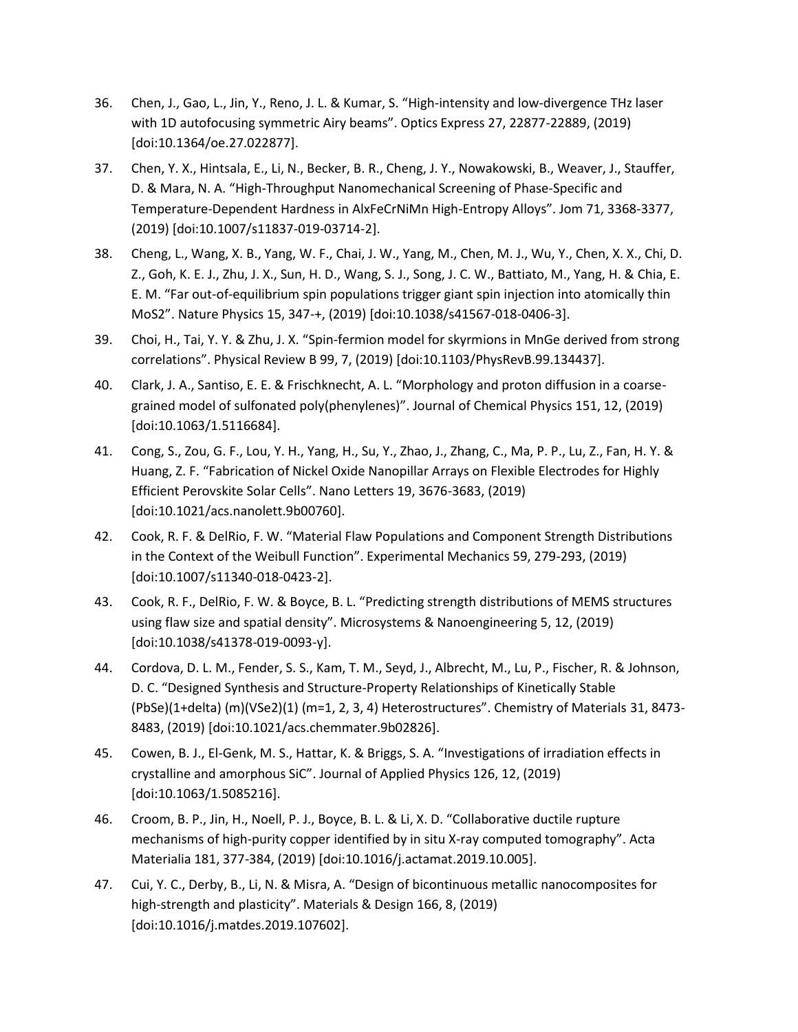36. Chen, J., Gao, L., Jin, Y., Reno, J. L. & Kumar, S. "High-intensity and low-divergence THz laser with 1D autofocusing symmetric Airy beams". Optics Express 27, 22877-22889, (2019) [doi:10.1364/oe.27.022877].

37. Chen, Y. X., Hintsala, E., Li, N., Becker, B. R., Cheng, J. Y., Nowakowski, B., Weaver, J., Stauffer, D. & Mara, N. A. "High-Throughput Nanomechanical Screening of Phase-Specific and Temperature-Dependent Hardness in AlxFeCrNiMn High-Entropy Alloys". Jom 71, 3368-3377, (2019) [doi:10.1007/s11837-019-03714-2].

38. Cheng, L., Wang, X. B., Yang, W. F., Chai, J. W., Yang, M., Chen, M. J., Wu, Y., Chen, X. X., Chi, D. Z., Goh, K. E. J., Zhu, J. X., Sun, H. D., Wang, S. J., Song, J. C. W., Battiato, M., Yang, H. & Chia, E. E. M. "Far out-of-equilibrium spin populations trigger giant spin injection into atomically thin MoS2". Nature Physics 15, 347-+, (2019) [doi:10.1038/s41567-018-0406-3].

39. Choi, H., Tai, Y. Y. & Zhu, J. X. "Spin-fermion model for skyrmions in MnGe derived from strong correlations". Physical Review B 99, 7, (2019) [doi:10.1103/PhysRevB.99.134437].

40. Clark, J. A., Santiso, E. E. & Frischknecht, A. L. "Morphology and proton diffusion in a coarse-grained model of sulfonated poly(phenylenes)". Journal of Chemical Physics 151, 12, (2019) [doi:10.1063/1.5116684].

41. Cong, S., Zou, G. F., Lou, Y. H., Yang, H., Su, Y., Zhao, J., Zhang, C., Ma, P. P., Lu, Z., Fan, H. Y. & Huang, Z. F. "Fabrication of Nickel Oxide Nanopillar Arrays on Flexible Electrodes for Highly Efficient Perovskite Solar Cells". Nano Letters 19, 3676-3683, (2019) [doi:10.1021/acs.nanolett.9b00760].

42. Cook, R. F. & DelRio, F. W. "Material Flaw Populations and Component Strength Distributions in the Context of the Weibull Function". Experimental Mechanics 59, 279-293, (2019) [doi:10.1007/s11340-018-0423-2].

43. Cook, R. F., DelRio, F. W. & Boyce, B. L. "Predicting strength distributions of MEMS structures using flaw size and spatial density". Microsystems & Nanoengineering 5, 12, (2019) [doi:10.1038/s41378-019-0093-y].

44. Cordova, D. L. M., Fender, S. S., Kam, T. M., Seyd, J., Albrecht, M., Lu, P., Fischer, R. & Johnson, D. C. "Designed Synthesis and Structure-Property Relationships of Kinetically Stable (PbSe)(1+delta) (m)(VSe2)(1) (m=1, 2, 3, 4) Heterostructures". Chemistry of Materials 31, 8473-8483, (2019) [doi:10.1021/acs.chemmater.9b02826].

45. Cowen, B. J., El-Genk, M. S., Hattar, K. & Briggs, S. A. "Investigations of irradiation effects in crystalline and amorphous SiC". Journal of Applied Physics 126, 12, (2019) [doi:10.1063/1.5085216].

46. Croom, B. P., Jin, H., Noell, P. J., Boyce, B. L. & Li, X. D. "Collaborative ductile rupture mechanisms of high-purity copper identified by in situ X-ray computed tomography". Acta Materialia 181, 377-384, (2019) [doi:10.1016/j.actamat.2019.10.005].

47. Cui, Y. C., Derby, B., Li, N. & Misra, A. "Design of bicontinuous metallic nanocomposites for high-strength and plasticity". Materials & Design 166, 8, (2019) [doi:10.1016/j.matdes.2019.107602].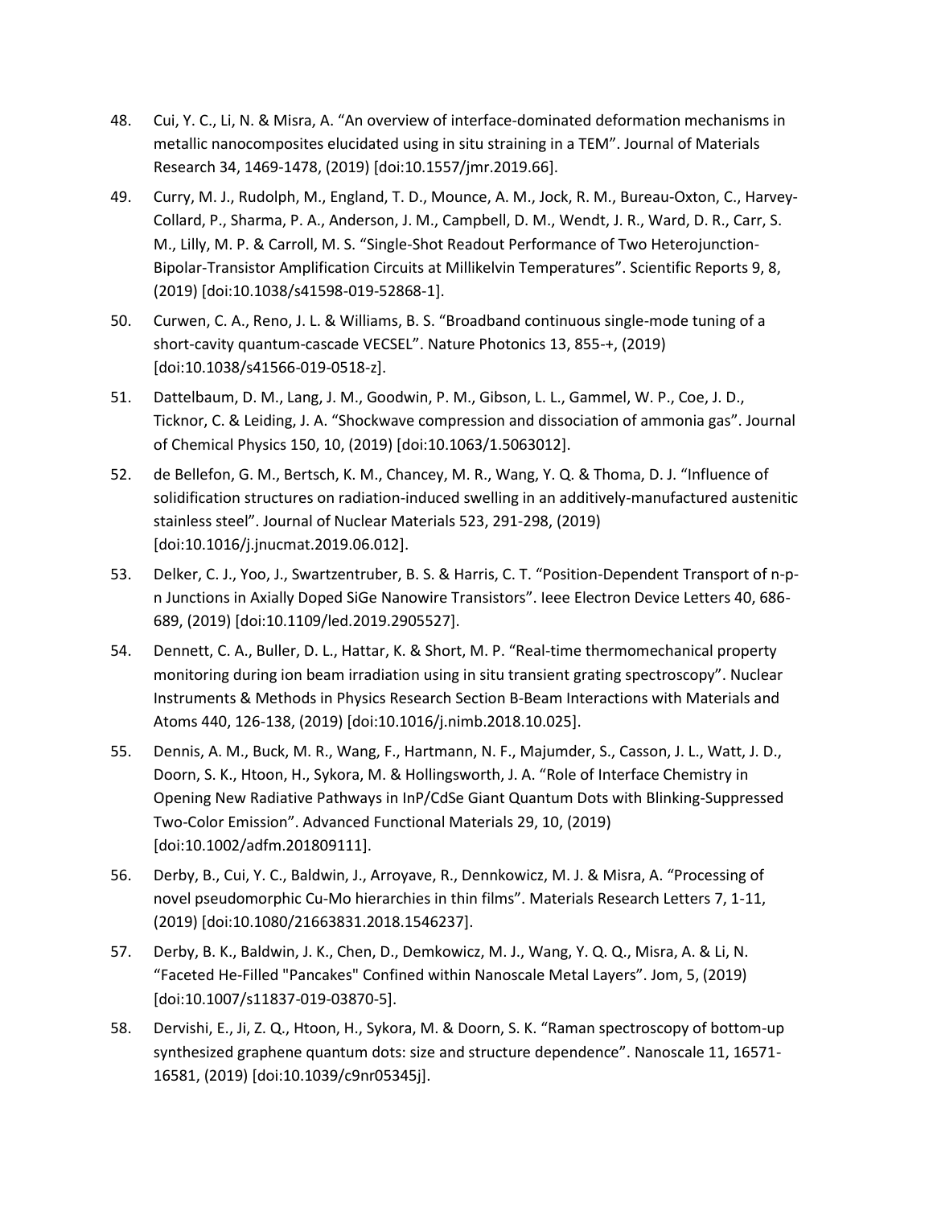48. Cui, Y. C., Li, N. & Misra, A. "An overview of interface-dominated deformation mechanisms in metallic nanocomposites elucidated using in situ straining in a TEM". Journal of Materials Research 34, 1469-1478, (2019) [doi:10.1557/jmr.2019.66].

49. Curry, M. J., Rudolph, M., England, T. D., Mounce, A. M., Jock, R. M., Bureau-Oxton, C., Harvey-Collard, P., Sharma, P. A., Anderson, J. M., Campbell, D. M., Wendt, J. R., Ward, D. R., Carr, S. M., Lilly, M. P. & Carroll, M. S. "Single-Shot Readout Performance of Two Heterojunction-Bipolar-Transistor Amplification Circuits at Millikelvin Temperatures". Scientific Reports 9, 8, (2019) [doi:10.1038/s41598-019-52868-1].

50. Curwen, C. A., Reno, J. L. & Williams, B. S. "Broadband continuous single-mode tuning of a short-cavity quantum-cascade VECSEL". Nature Photonics 13, 855-+, (2019) [doi:10.1038/s41566-019-0518-z].

51. Dattelbaum, D. M., Lang, J. M., Goodwin, P. M., Gibson, L. L., Gammel, W. P., Coe, J. D., Ticknor, C. & Leiding, J. A. "Shockwave compression and dissociation of ammonia gas". Journal of Chemical Physics 150, 10, (2019) [doi:10.1063/1.5063012].

52. de Bellefon, G. M., Bertsch, K. M., Chancey, M. R., Wang, Y. Q. & Thoma, D. J. "Influence of solidification structures on radiation-induced swelling in an additively-manufactured austenitic stainless steel". Journal of Nuclear Materials 523, 291-298, (2019) [doi:10.1016/j.jnucmat.2019.06.012].

53. Delker, C. J., Yoo, J., Swartzentruber, B. S. & Harris, C. T. "Position-Dependent Transport of n-p-n Junctions in Axially Doped SiGe Nanowire Transistors". Ieee Electron Device Letters 40, 686-689, (2019) [doi:10.1109/led.2019.2905527].

54. Dennett, C. A., Buller, D. L., Hattar, K. & Short, M. P. "Real-time thermomechanical property monitoring during ion beam irradiation using in situ transient grating spectroscopy". Nuclear Instruments & Methods in Physics Research Section B-Beam Interactions with Materials and Atoms 440, 126-138, (2019) [doi:10.1016/j.nimb.2018.10.025].

55. Dennis, A. M., Buck, M. R., Wang, F., Hartmann, N. F., Majumder, S., Casson, J. L., Watt, J. D., Doorn, S. K., Htoon, H., Sykora, M. & Hollingsworth, J. A. "Role of Interface Chemistry in Opening New Radiative Pathways in InP/CdSe Giant Quantum Dots with Blinking-Suppressed Two-Color Emission". Advanced Functional Materials 29, 10, (2019) [doi:10.1002/adfm.201809111].

56. Derby, B., Cui, Y. C., Baldwin, J., Arroyave, R., Dennkowicz, M. J. & Misra, A. "Processing of novel pseudomorphic Cu-Mo hierarchies in thin films". Materials Research Letters 7, 1-11, (2019) [doi:10.1080/21663831.2018.1546237].

57. Derby, B. K., Baldwin, J. K., Chen, D., Demkowicz, M. J., Wang, Y. Q. Q., Misra, A. & Li, N. "Faceted He-Filled "Pancakes" Confined within Nanoscale Metal Layers". Jom, 5, (2019) [doi:10.1007/s11837-019-03870-5].

58. Dervishi, E., Ji, Z. Q., Htoon, H., Sykora, M. & Doorn, S. K. "Raman spectroscopy of bottom-up synthesized graphene quantum dots: size and structure dependence". Nanoscale 11, 16571-16581, (2019) [doi:10.1039/c9nr05345j].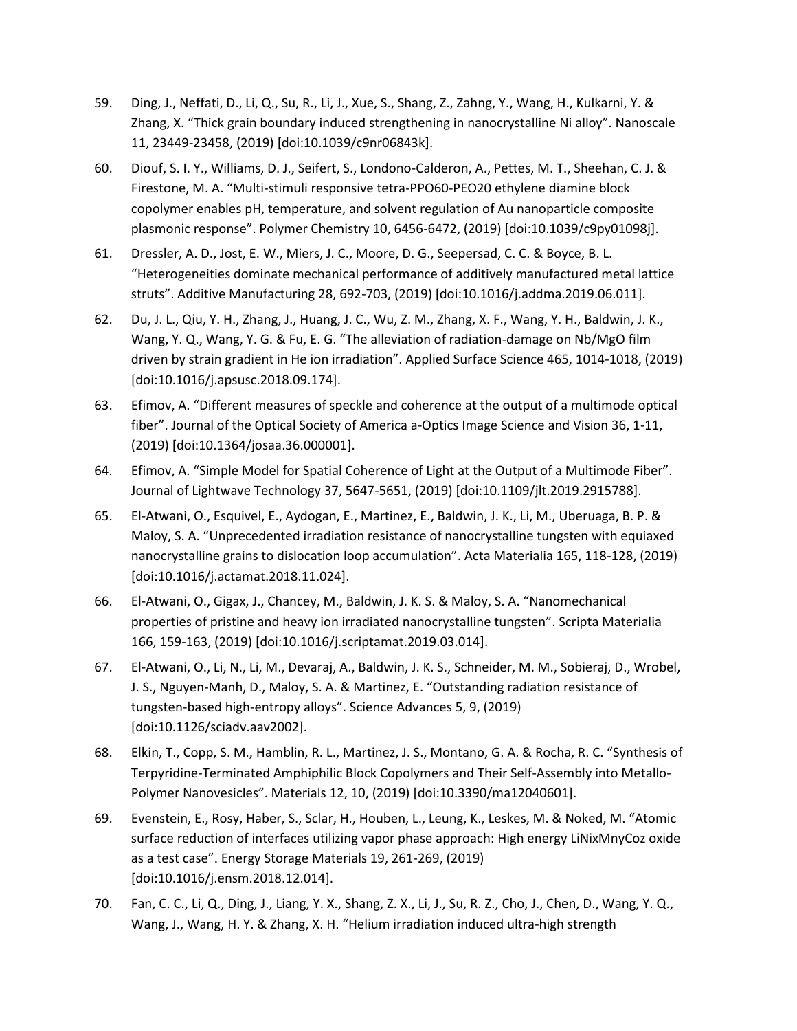59. Ding, J., Neffati, D., Li, Q., Su, R., Li, J., Xue, S., Shang, Z., Zahng, Y., Wang, H., Kulkarni, Y. & Zhang, X. “Thick grain boundary induced strengthening in nanocrystalline Ni alloy”. Nanoscale 11, 23449-23458, (2019) [doi:10.1039/c9nr06843k].

60. Diouf, S. I. Y., Williams, D. J., Seifert, S., Londono-Calderon, A., Pettes, M. T., Sheehan, C. J. & Firestone, M. A. “Multi-stimuli responsive tetra-PPO60-PEO20 ethylene diamine block copolymer enables pH, temperature, and solvent regulation of Au nanoparticle composite plasmonic response”. Polymer Chemistry 10, 6456-6472, (2019) [doi:10.1039/c9py01098j].

61. Dressler, A. D., Jost, E. W., Miers, J. C., Moore, D. G., Seepersad, C. C. & Boyce, B. L. “Heterogeneities dominate mechanical performance of additively manufactured metal lattice struts”. Additive Manufacturing 28, 692-703, (2019) [doi:10.1016/j.addma.2019.06.011].

62. Du, J. L., Qiu, Y. H., Zhang, J., Huang, J. C., Wu, Z. M., Zhang, X. F., Wang, Y. H., Baldwin, J. K., Wang, Y. Q., Wang, Y. G. & Fu, E. G. “The alleviation of radiation-damage on Nb/MgO film driven by strain gradient in He ion irradiation”. Applied Surface Science 465, 1014-1018, (2019) [doi:10.1016/j.apsusc.2018.09.174].

63. Efimov, A. “Different measures of speckle and coherence at the output of a multimode optical fiber”. Journal of the Optical Society of America a-Optics Image Science and Vision 36, 1-11, (2019) [doi:10.1364/josaa.36.000001].

64. Efimov, A. “Simple Model for Spatial Coherence of Light at the Output of a Multimode Fiber”. Journal of Lightwave Technology 37, 5647-5651, (2019) [doi:10.1109/jlt.2019.2915788].

65. El-Atwani, O., Esquivel, E., Aydogan, E., Martinez, E., Baldwin, J. K., Li, M., Uberuaga, B. P. & Maloy, S. A. “Unprecedented irradiation resistance of nanocrystalline tungsten with equiaxed nanocrystalline grains to dislocation loop accumulation”. Acta Materialia 165, 118-128, (2019) [doi:10.1016/j.actamat.2018.11.024].

66. El-Atwani, O., Gigax, J., Chancey, M., Baldwin, J. K. S. & Maloy, S. A. “Nanomechanical properties of pristine and heavy ion irradiated nanocrystalline tungsten”. Scripta Materialia 166, 159-163, (2019) [doi:10.1016/j.scriptamat.2019.03.014].

67. El-Atwani, O., Li, N., Li, M., Devaraj, A., Baldwin, J. K. S., Schneider, M. M., Sobieraj, D., Wrobel, J. S., Nguyen-Manh, D., Maloy, S. A. & Martinez, E. “Outstanding radiation resistance of tungsten-based high-entropy alloys”. Science Advances 5, 9, (2019) [doi:10.1126/sciadv.aav2002].

68. Elkin, T., Copp, S. M., Hamblin, R. L., Martinez, J. S., Montano, G. A. & Rocha, R. C. “Synthesis of Terpyridine-Terminated Amphiphilic Block Copolymers and Their Self-Assembly into Metallo-Polymer Nanovesicles”. Materials 12, 10, (2019) [doi:10.3390/ma12040601].

69. Evenstein, E., Rosy, Haber, S., Sclar, H., Houben, L., Leung, K., Leskes, M. & Noked, M. “Atomic surface reduction of interfaces utilizing vapor phase approach: High energy LiNixMnyCoz oxide as a test case”. Energy Storage Materials 19, 261-269, (2019) [doi:10.1016/j.ensm.2018.12.014].

70. Fan, C. C., Li, Q., Ding, J., Liang, Y. X., Shang, Z. X., Li, J., Su, R. Z., Cho, J., Chen, D., Wang, Y. Q., Wang, J., Wang, H. Y. & Zhang, X. H. “Helium irradiation induced ultra-high strength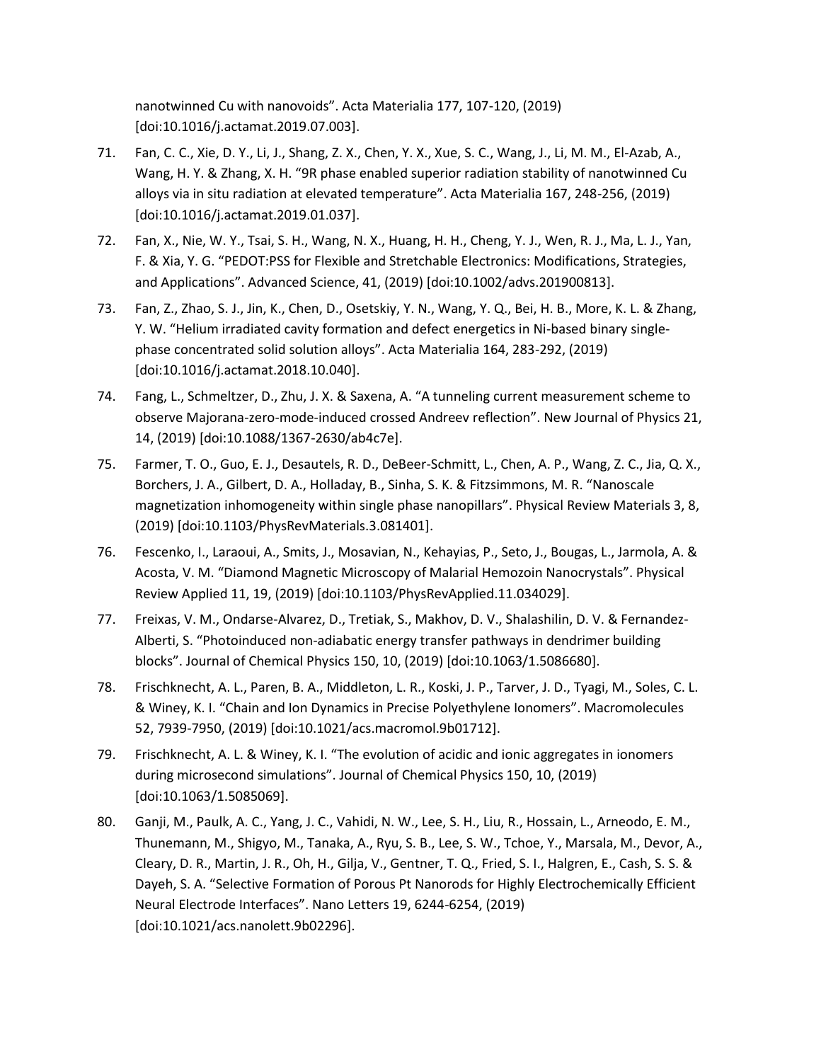nanotwinned Cu with nanovoids". Acta Materialia 177, 107-120, (2019) [doi:10.1016/j.actamat.2019.07.003].

71. Fan, C. C., Xie, D. Y., Li, J., Shang, Z. X., Chen, Y. X., Xue, S. C., Wang, J., Li, M. M., El-Azab, A., Wang, H. Y. & Zhang, X. H. "9R phase enabled superior radiation stability of nanotwinned Cu alloys via in situ radiation at elevated temperature". Acta Materialia 167, 248-256, (2019) [doi:10.1016/j.actamat.2019.01.037].
72. Fan, X., Nie, W. Y., Tsai, S. H., Wang, N. X., Huang, H. H., Cheng, Y. J., Wen, R. J., Ma, L. J., Yan, F. & Xia, Y. G. "PEDOT:PSS for Flexible and Stretchable Electronics: Modifications, Strategies, and Applications". Advanced Science, 41, (2019) [doi:10.1002/advs.201900813].
73. Fan, Z., Zhao, S. J., Jin, K., Chen, D., Osetskiy, Y. N., Wang, Y. Q., Bei, H. B., More, K. L. & Zhang, Y. W. "Helium irradiated cavity formation and defect energetics in Ni-based binary single-phase concentrated solid solution alloys". Acta Materialia 164, 283-292, (2019) [doi:10.1016/j.actamat.2018.10.040].
74. Fang, L., Schmeltzer, D., Zhu, J. X. & Saxena, A. "A tunneling current measurement scheme to observe Majorana-zero-mode-induced crossed Andreev reflection". New Journal of Physics 21, 14, (2019) [doi:10.1088/1367-2630/ab4c7e].
75. Farmer, T. O., Guo, E. J., Desautels, R. D., DeBeer-Schmitt, L., Chen, A. P., Wang, Z. C., Jia, Q. X., Borchers, J. A., Gilbert, D. A., Holladay, B., Sinha, S. K. & Fitzsimmons, M. R. "Nanoscale magnetization inhomogeneity within single phase nanopillars". Physical Review Materials 3, 8, (2019) [doi:10.1103/PhysRevMaterials.3.081401].
76. Fescenko, I., Laraoui, A., Smits, J., Mosavian, N., Kehayias, P., Seto, J., Bougas, L., Jarmola, A. & Acosta, V. M. "Diamond Magnetic Microscopy of Malarial Hemozoin Nanocrystals". Physical Review Applied 11, 19, (2019) [doi:10.1103/PhysRevApplied.11.034029].
77. Freixas, V. M., Ondarse-Alvarez, D., Tretiak, S., Makhov, D. V., Shalashilin, D. V. & Fernandez-Alberti, S. "Photoinduced non-adiabatic energy transfer pathways in dendrimer building blocks". Journal of Chemical Physics 150, 10, (2019) [doi:10.1063/1.5086680].
78. Frischknecht, A. L., Paren, B. A., Middleton, L. R., Koski, J. P., Tarver, J. D., Tyagi, M., Soles, C. L. & Winey, K. I. "Chain and Ion Dynamics in Precise Polyethylene Ionomers". Macromolecules 52, 7939-7950, (2019) [doi:10.1021/acs.macromol.9b01712].
79. Frischknecht, A. L. & Winey, K. I. "The evolution of acidic and ionic aggregates in ionomers during microsecond simulations". Journal of Chemical Physics 150, 10, (2019) [doi:10.1063/1.5085069].
80. Ganji, M., Paulk, A. C., Yang, J. C., Vahidi, N. W., Lee, S. H., Liu, R., Hossain, L., Arneodo, E. M., Thunemann, M., Shigyo, M., Tanaka, A., Ryu, S. B., Lee, S. W., Tchoe, Y., Marsala, M., Devor, A., Cleary, D. R., Martin, J. R., Oh, H., Gilja, V., Gentner, T. Q., Fried, S. I., Halgren, E., Cash, S. S. & Dayeh, S. A. "Selective Formation of Porous Pt Nanorods for Highly Electrochemically Efficient Neural Electrode Interfaces". Nano Letters 19, 6244-6254, (2019) [doi:10.1021/acs.nanolett.9b02296].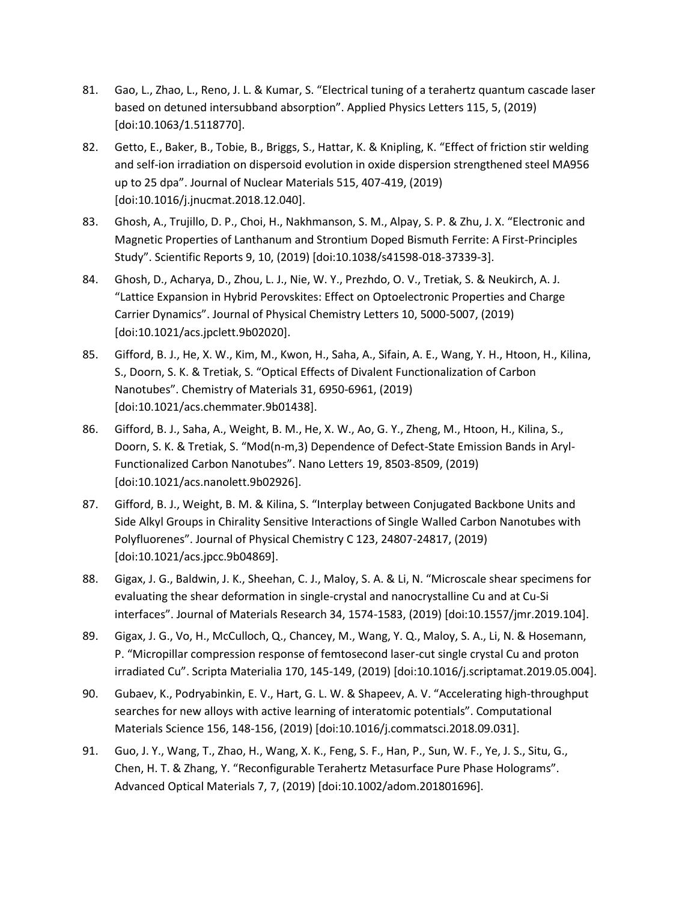81. Gao, L., Zhao, L., Reno, J. L. & Kumar, S. "Electrical tuning of a terahertz quantum cascade laser based on detuned intersubband absorption". Applied Physics Letters 115, 5, (2019) [doi:10.1063/1.5118770].

82. Getto, E., Baker, B., Tobie, B., Briggs, S., Hattar, K. & Knipling, K. "Effect of friction stir welding and self-ion irradiation on dispersoid evolution in oxide dispersion strengthened steel MA956 up to 25 dpa". Journal of Nuclear Materials 515, 407-419, (2019) [doi:10.1016/j.jnucmat.2018.12.040].

83. Ghosh, A., Trujillo, D. P., Choi, H., Nakhmanson, S. M., Alpay, S. P. & Zhu, J. X. "Electronic and Magnetic Properties of Lanthanum and Strontium Doped Bismuth Ferrite: A First-Principles Study". Scientific Reports 9, 10, (2019) [doi:10.1038/s41598-018-37339-3].

84. Ghosh, D., Acharya, D., Zhou, L. J., Nie, W. Y., Prezhdo, O. V., Tretiak, S. & Neukirch, A. J. "Lattice Expansion in Hybrid Perovskites: Effect on Optoelectronic Properties and Charge Carrier Dynamics". Journal of Physical Chemistry Letters 10, 5000-5007, (2019) [doi:10.1021/acs.jpclett.9b02020].

85. Gifford, B. J., He, X. W., Kim, M., Kwon, H., Saha, A., Sifain, A. E., Wang, Y. H., Htoon, H., Kilina, S., Doorn, S. K. & Tretiak, S. "Optical Effects of Divalent Functionalization of Carbon Nanotubes". Chemistry of Materials 31, 6950-6961, (2019) [doi:10.1021/acs.chemmater.9b01438].

86. Gifford, B. J., Saha, A., Weight, B. M., He, X. W., Ao, G. Y., Zheng, M., Htoon, H., Kilina, S., Doorn, S. K. & Tretiak, S. "Mod(n-m,3) Dependence of Defect-State Emission Bands in Aryl-Functionalized Carbon Nanotubes". Nano Letters 19, 8503-8509, (2019) [doi:10.1021/acs.nanolett.9b02926].

87. Gifford, B. J., Weight, B. M. & Kilina, S. "Interplay between Conjugated Backbone Units and Side Alkyl Groups in Chirality Sensitive Interactions of Single Walled Carbon Nanotubes with Polyfluorenes". Journal of Physical Chemistry C 123, 24807-24817, (2019) [doi:10.1021/acs.jpcc.9b04869].

88. Gigax, J. G., Baldwin, J. K., Sheehan, C. J., Maloy, S. A. & Li, N. "Microscale shear specimens for evaluating the shear deformation in single-crystal and nanocrystalline Cu and at Cu-Si interfaces". Journal of Materials Research 34, 1574-1583, (2019) [doi:10.1557/jmr.2019.104].

89. Gigax, J. G., Vo, H., McCulloch, Q., Chancey, M., Wang, Y. Q., Maloy, S. A., Li, N. & Hosemann, P. "Micropillar compression response of femtosecond laser-cut single crystal Cu and proton irradiated Cu". Scripta Materialia 170, 145-149, (2019) [doi:10.1016/j.scriptamat.2019.05.004].

90. Gubaev, K., Podryabinkin, E. V., Hart, G. L. W. & Shapeev, A. V. "Accelerating high-throughput searches for new alloys with active learning of interatomic potentials". Computational Materials Science 156, 148-156, (2019) [doi:10.1016/j.commatsci.2018.09.031].

91. Guo, J. Y., Wang, T., Zhao, H., Wang, X. K., Feng, S. F., Han, P., Sun, W. F., Ye, J. S., Situ, G., Chen, H. T. & Zhang, Y. "Reconfigurable Terahertz Metasurface Pure Phase Holograms". Advanced Optical Materials 7, 7, (2019) [doi:10.1002/adom.201801696].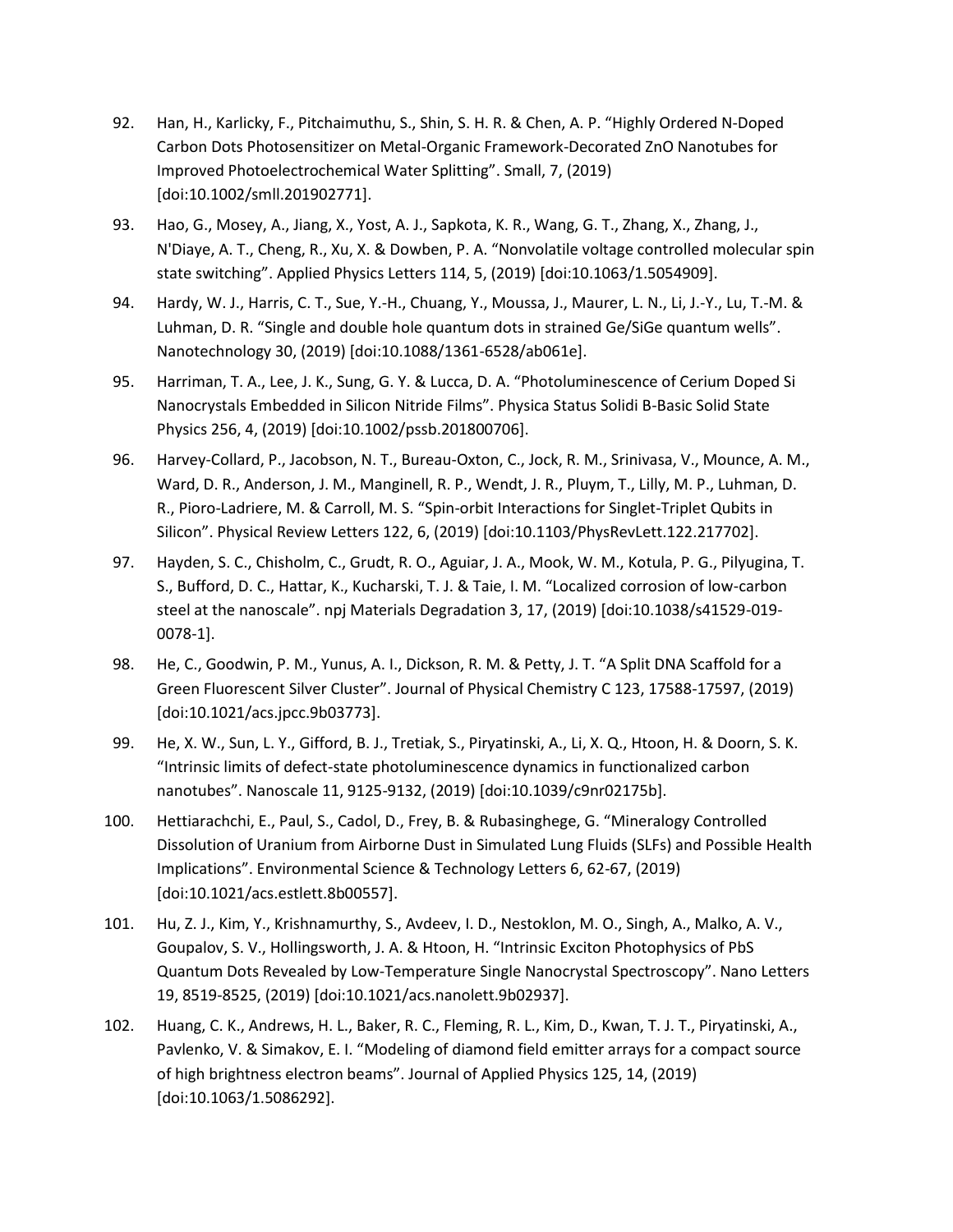92. Han, H., Karlicky, F., Pitchaimuthu, S., Shin, S. H. R. & Chen, A. P. “Highly Ordered N-Doped Carbon Dots Photosensitizer on Metal-Organic Framework-Decorated ZnO Nanotubes for Improved Photoelectrochemical Water Splitting”. Small, 7, (2019) [doi:10.1002/smll.201902771].

93. Hao, G., Mosey, A., Jiang, X., Yost, A. J., Sapkota, K. R., Wang, G. T., Zhang, X., Zhang, J., N'Diaye, A. T., Cheng, R., Xu, X. & Dowben, P. A. “Nonvolatile voltage controlled molecular spin state switching”. Applied Physics Letters 114, 5, (2019) [doi:10.1063/1.5054909].

94. Hardy, W. J., Harris, C. T., Sue, Y.-H., Chuang, Y., Moussa, J., Maurer, L. N., Li, J.-Y., Lu, T.-M. & Luhman, D. R. “Single and double hole quantum dots in strained Ge/SiGe quantum wells”. Nanotechnology 30, (2019) [doi:10.1088/1361-6528/ab061e].

95. Harriman, T. A., Lee, J. K., Sung, G. Y. & Lucca, D. A. “Photoluminescence of Cerium Doped Si Nanocrystals Embedded in Silicon Nitride Films”. Physica Status Solidi B-Basic Solid State Physics 256, 4, (2019) [doi:10.1002/pssb.201800706].

96. Harvey-Collard, P., Jacobson, N. T., Bureau-Oxton, C., Jock, R. M., Srinivasa, V., Mounce, A. M., Ward, D. R., Anderson, J. M., Manginell, R. P., Wendt, J. R., Pluym, T., Lilly, M. P., Luhman, D. R., Pioro-Ladriere, M. & Carroll, M. S. “Spin-orbit Interactions for Singlet-Triplet Qubits in Silicon”. Physical Review Letters 122, 6, (2019) [doi:10.1103/PhysRevLett.122.217702].

97. Hayden, S. C., Chisholm, C., Grudt, R. O., Aguiar, J. A., Mook, W. M., Kotula, P. G., Pilyugina, T. S., Bufford, D. C., Hattar, K., Kucharski, T. J. & Taie, I. M. “Localized corrosion of low-carbon steel at the nanoscale”. npj Materials Degradation 3, 17, (2019) [doi:10.1038/s41529-019-0078-1].

98. He, C., Goodwin, P. M., Yunus, A. I., Dickson, R. M. & Petty, J. T. “A Split DNA Scaffold for a Green Fluorescent Silver Cluster”. Journal of Physical Chemistry C 123, 17588-17597, (2019) [doi:10.1021/acs.jpcc.9b03773].

99. He, X. W., Sun, L. Y., Gifford, B. J., Tretiak, S., Piryatinski, A., Li, X. Q., Htoon, H. & Doorn, S. K. “Intrinsic limits of defect-state photoluminescence dynamics in functionalized carbon nanotubes”. Nanoscale 11, 9125-9132, (2019) [doi:10.1039/c9nr02175b].

100. Hettiarachchi, E., Paul, S., Cadol, D., Frey, B. & Rubasinghege, G. “Mineralogy Controlled Dissolution of Uranium from Airborne Dust in Simulated Lung Fluids (SLFs) and Possible Health Implications”. Environmental Science & Technology Letters 6, 62-67, (2019) [doi:10.1021/acs.estlett.8b00557].

101. Hu, Z. J., Kim, Y., Krishnamurthy, S., Avdeev, I. D., Nestoklon, M. O., Singh, A., Malko, A. V., Goupalov, S. V., Hollingsworth, J. A. & Htoon, H. “Intrinsic Exciton Photophysics of PbS Quantum Dots Revealed by Low-Temperature Single Nanocrystal Spectroscopy”. Nano Letters 19, 8519-8525, (2019) [doi:10.1021/acs.nanolett.9b02937].

102. Huang, C. K., Andrews, H. L., Baker, R. C., Fleming, R. L., Kim, D., Kwan, T. J. T., Piryatinski, A., Pavlenko, V. & Simakov, E. I. “Modeling of diamond field emitter arrays for a compact source of high brightness electron beams”. Journal of Applied Physics 125, 14, (2019) [doi:10.1063/1.5086292].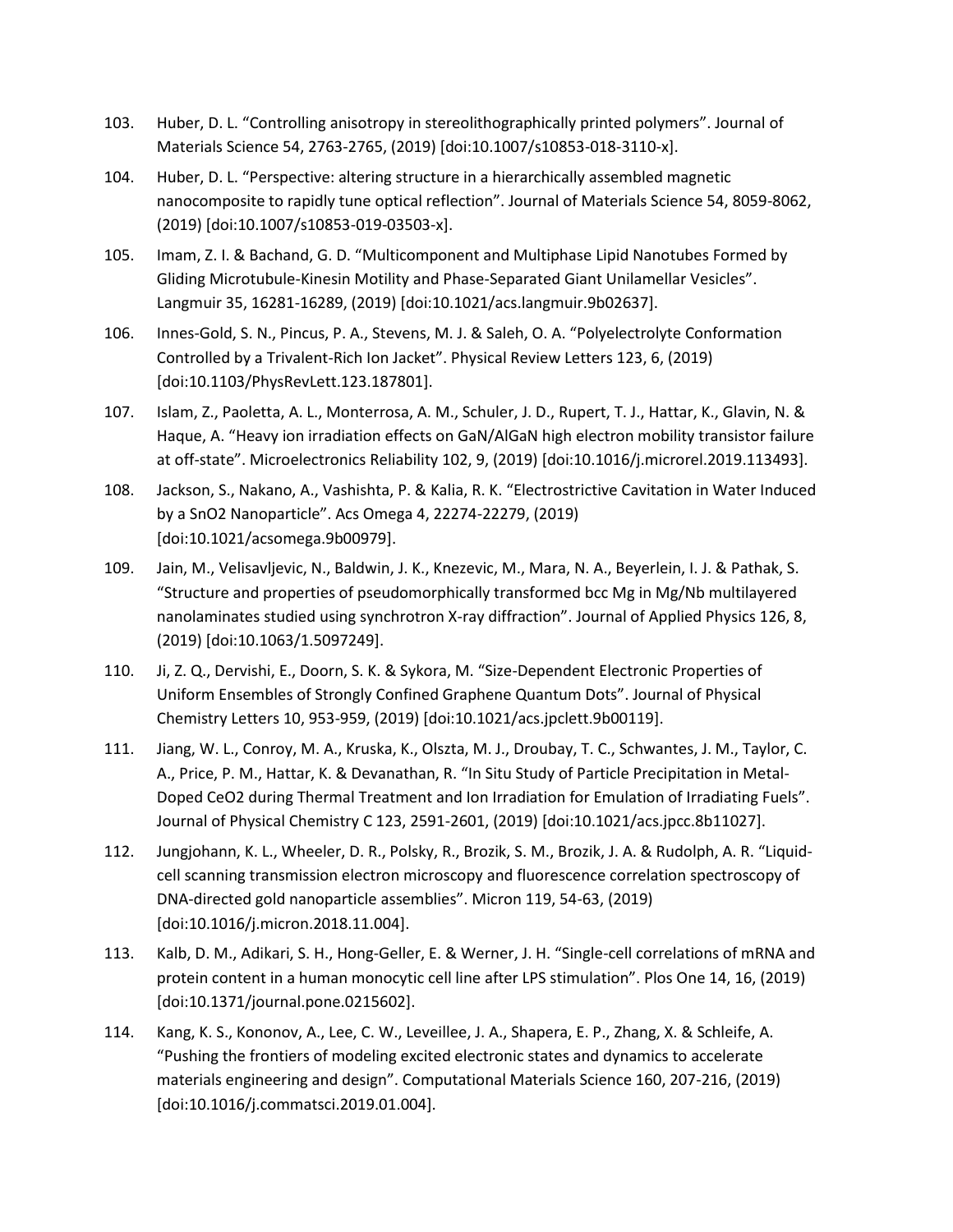103. Huber, D. L. "Controlling anisotropy in stereolithographically printed polymers". Journal of Materials Science 54, 2763-2765, (2019) [doi:10.1007/s10853-018-3110-x].

104. Huber, D. L. "Perspective: altering structure in a hierarchically assembled magnetic nanocomposite to rapidly tune optical reflection". Journal of Materials Science 54, 8059-8062, (2019) [doi:10.1007/s10853-019-03503-x].

105. Imam, Z. I. & Bachand, G. D. "Multicomponent and Multiphase Lipid Nanotubes Formed by Gliding Microtubule-Kinesin Motility and Phase-Separated Giant Unilamellar Vesicles". Langmuir 35, 16281-16289, (2019) [doi:10.1021/acs.langmuir.9b02637].

106. Innes-Gold, S. N., Pincus, P. A., Stevens, M. J. & Saleh, O. A. "Polyelectrolyte Conformation Controlled by a Trivalent-Rich Ion Jacket". Physical Review Letters 123, 6, (2019) [doi:10.1103/PhysRevLett.123.187801].

107. Islam, Z., Paoletta, A. L., Monterrosa, A. M., Schuler, J. D., Rupert, T. J., Hattar, K., Glavin, N. & Haque, A. "Heavy ion irradiation effects on GaN/AlGaN high electron mobility transistor failure at off-state". Microelectronics Reliability 102, 9, (2019) [doi:10.1016/j.microrel.2019.113493].

108. Jackson, S., Nakano, A., Vashishta, P. & Kalia, R. K. "Electrostrictive Cavitation in Water Induced by a $SnO_2$ Nanoparticle". Acs Omega 4, 22274-22279, (2019) [doi:10.1021/acsomega.9b00979].

109. Jain, M., Velisavljevic, N., Baldwin, J. K., Knezevic, M., Mara, N. A., Beyerlein, I. J. & Pathak, S. "Structure and properties of pseudomorphically transformed bcc Mg in Mg/Nb multilayered nanolaminates studied using synchrotron X-ray diffraction". Journal of Applied Physics 126, 8, (2019) [doi:10.1063/1.5097249].

110. Ji, Z. Q., Dervishi, E., Doorn, S. K. & Sykora, M. "Size-Dependent Electronic Properties of Uniform Ensembles of Strongly Confined Graphene Quantum Dots". Journal of Physical Chemistry Letters 10, 953-959, (2019) [doi:10.1021/acs.jpclett.9b00119].

111. Jiang, W. L., Conroy, M. A., Kruska, K., Olszta, M. J., Droubay, T. C., Schwantes, J. M., Taylor, C. A., Price, P. M., Hattar, K. & Devanathan, R. "In Situ Study of Particle Precipitation in Metal-Doped $CeO_2$ during Thermal Treatment and Ion Irradiation for Emulation of Irradiating Fuels". Journal of Physical Chemistry C 123, 2591-2601, (2019) [doi:10.1021/acs.jpcc.8b11027].

112. Jungjohann, K. L., Wheeler, D. R., Polsky, R., Brozik, S. M., Brozik, J. A. & Rudolph, A. R. "Liquid-cell scanning transmission electron microscopy and fluorescence correlation spectroscopy of DNA-directed gold nanoparticle assemblies". Micron 119, 54-63, (2019) [doi:10.1016/j.micron.2018.11.004].

113. Kalb, D. M., Adikari, S. H., Hong-Geller, E. & Werner, J. H. "Single-cell correlations of mRNA and protein content in a human monocytic cell line after LPS stimulation". Plos One 14, 16, (2019) [doi:10.1371/journal.pone.0215602].

114. Kang, K. S., Kononov, A., Lee, C. W., Leveillee, J. A., Shapera, E. P., Zhang, X. & Schleife, A. "Pushing the frontiers of modeling excited electronic states and dynamics to accelerate materials engineering and design". Computational Materials Science 160, 207-216, (2019) [doi:10.1016/j.commatsci.2019.01.004].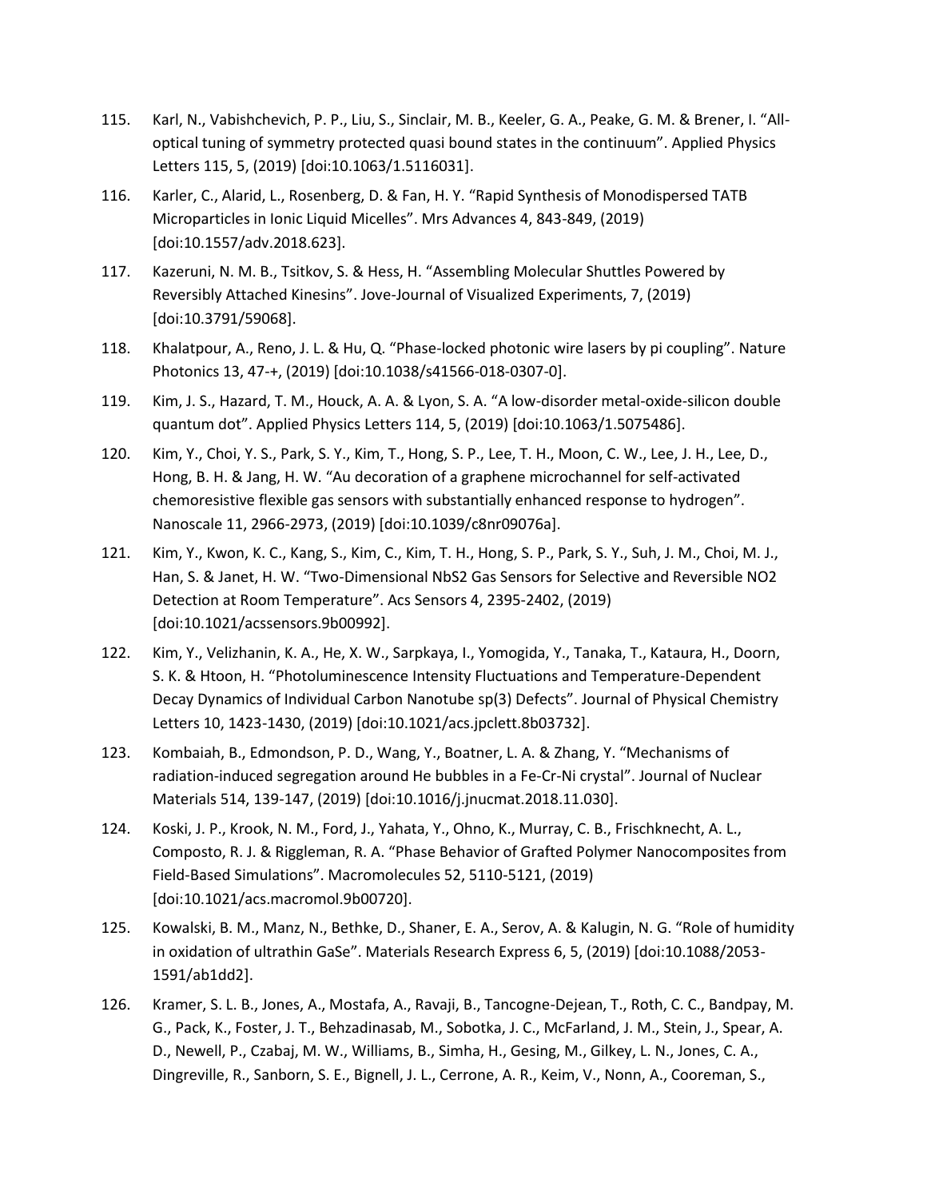115. Karl, N., Vabishchevich, P. P., Liu, S., Sinclair, M. B., Keeler, G. A., Peake, G. M. & Brener, I. “All-optical tuning of symmetry protected quasi bound states in the continuum”. Applied Physics Letters 115, 5, (2019) [doi:10.1063/1.5116031].

116. Karler, C., Alarid, L., Rosenberg, D. & Fan, H. Y. “Rapid Synthesis of Monodispersed TATB Microparticles in Ionic Liquid Micelles”. Mrs Advances 4, 843-849, (2019) [doi:10.1557/adv.2018.623].

117. Kazeruni, N. M. B., Tsitkov, S. & Hess, H. “Assembling Molecular Shuttles Powered by Reversibly Attached Kinesins”. Jove-Journal of Visualized Experiments, 7, (2019) [doi:10.3791/59068].

118. Khalatpour, A., Reno, J. L. & Hu, Q. “Phase-locked photonic wire lasers by pi coupling”. Nature Photonics 13, 47-+, (2019) [doi:10.1038/s41566-018-0307-0].

119. Kim, J. S., Hazard, T. M., Houck, A. A. & Lyon, S. A. “A low-disorder metal-oxide-silicon double quantum dot”. Applied Physics Letters 114, 5, (2019) [doi:10.1063/1.5075486].

120. Kim, Y., Choi, Y. S., Park, S. Y., Kim, T., Hong, S. P., Lee, T. H., Moon, C. W., Lee, J. H., Lee, D., Hong, B. H. & Jang, H. W. “Au decoration of a graphene microchannel for self-activated chemoresistive flexible gas sensors with substantially enhanced response to hydrogen”. Nanoscale 11, 2966-2973, (2019) [doi:10.1039/c8nr09076a].

121. Kim, Y., Kwon, K. C., Kang, S., Kim, C., Kim, T. H., Hong, S. P., Park, S. Y., Suh, J. M., Choi, M. J., Han, S. & Janet, H. W. “Two-Dimensional NbS2 Gas Sensors for Selective and Reversible NO2 Detection at Room Temperature”. Acs Sensors 4, 2395-2402, (2019) [doi:10.1021/acssensors.9b00992].

122. Kim, Y., Velizhanin, K. A., He, X. W., Sarpkaya, I., Yomogida, Y., Tanaka, T., Kataura, H., Doorn, S. K. & Htoon, H. “Photoluminescence Intensity Fluctuations and Temperature-Dependent Decay Dynamics of Individual Carbon Nanotube sp(3) Defects”. Journal of Physical Chemistry Letters 10, 1423-1430, (2019) [doi:10.1021/acs.jpclett.8b03732].

123. Kombaiah, B., Edmondson, P. D., Wang, Y., Boatner, L. A. & Zhang, Y. “Mechanisms of radiation-induced segregation around He bubbles in a Fe-Cr-Ni crystal”. Journal of Nuclear Materials 514, 139-147, (2019) [doi:10.1016/j.jnucmat.2018.11.030].

124. Koski, J. P., Krook, N. M., Ford, J., Yahata, Y., Ohno, K., Murray, C. B., Frischknecht, A. L., Composto, R. J. & Riggleman, R. A. “Phase Behavior of Grafted Polymer Nanocomposites from Field-Based Simulations”. Macromolecules 52, 5110-5121, (2019) [doi:10.1021/acs.macromol.9b00720].

125. Kowalski, B. M., Manz, N., Bethke, D., Shaner, E. A., Serov, A. & Kalugin, N. G. “Role of humidity in oxidation of ultrathin GaSe”. Materials Research Express 6, 5, (2019) [doi:10.1088/2053-1591/ab1dd2].

126. Kramer, S. L. B., Jones, A., Mostafa, A., Ravaji, B., Tancogne-Dejean, T., Roth, C. C., Bandpay, M. G., Pack, K., Foster, J. T., Behzadinasab, M., Sobotka, J. C., McFarland, J. M., Stein, J., Spear, A. D., Newell, P., Czabaj, M. W., Williams, B., Simha, H., Gesing, M., Gilkey, L. N., Jones, C. A., Dingreville, R., Sanborn, S. E., Bignell, J. L., Cerrone, A. R., Keim, V., Nonn, A., Cooreman, S.,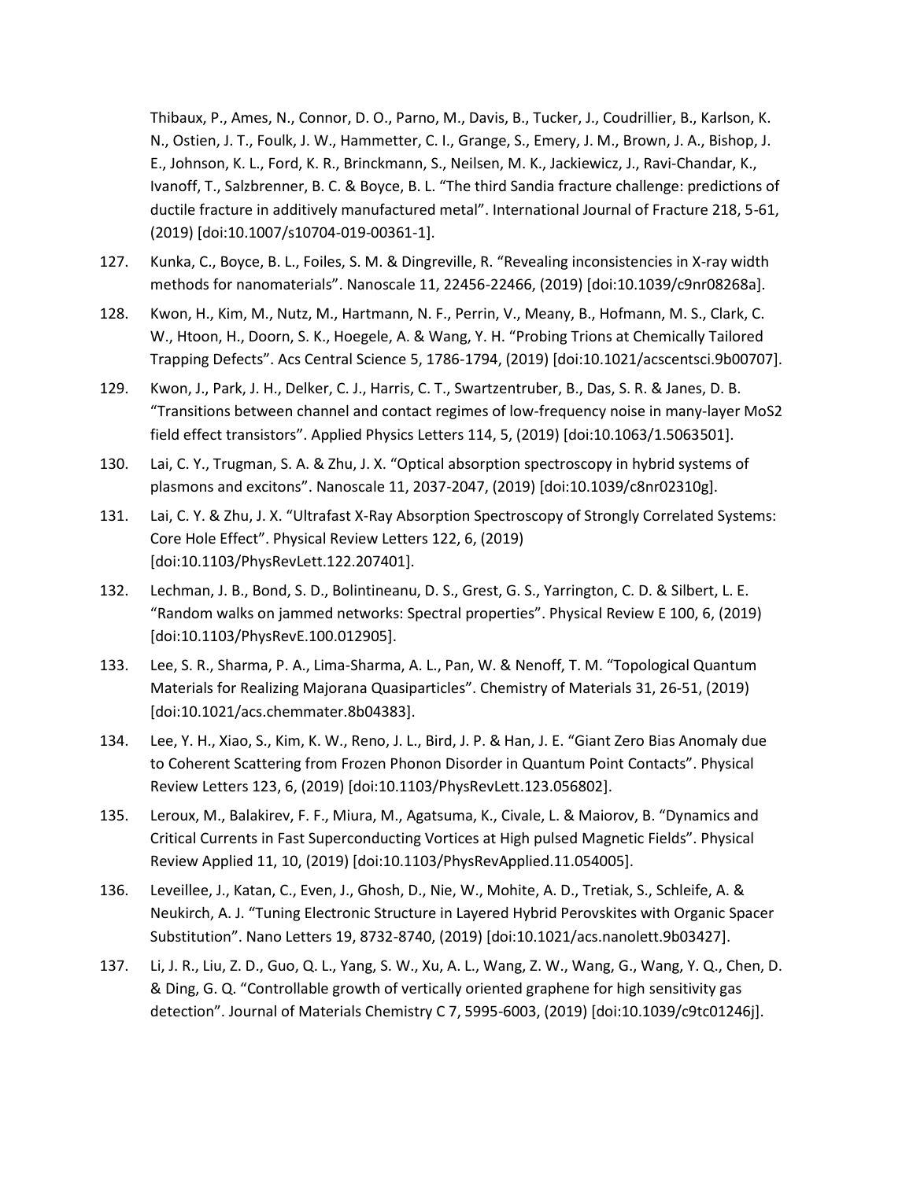Thibaux, P., Ames, N., Connor, D. O., Parno, M., Davis, B., Tucker, J., Coudrillier, B., Karlson, K. N., Ostien, J. T., Foulk, J. W., Hammetter, C. I., Grange, S., Emery, J. M., Brown, J. A., Bishop, J. E., Johnson, K. L., Ford, K. R., Brinckmann, S., Neilsen, M. K., Jackiewicz, J., Ravi-Chandar, K., Ivanoff, T., Salzbrenner, B. C. & Boyce, B. L. "The third Sandia fracture challenge: predictions of ductile fracture in additively manufactured metal". International Journal of Fracture 218, 5-61, (2019) [doi:10.1007/s10704-019-00361-1].

127. Kunka, C., Boyce, B. L., Foiles, S. M. & Dingreville, R. "Revealing inconsistencies in X-ray width methods for nanomaterials". Nanoscale 11, 22456-22466, (2019) [doi:10.1039/c9nr08268a].

128. Kwon, H., Kim, M., Nutz, M., Hartmann, N. F., Perrin, V., Meany, B., Hofmann, M. S., Clark, C. W., Htoon, H., Doorn, S. K., Hoegele, A. & Wang, Y. H. "Probing Trions at Chemically Tailored Trapping Defects". Acs Central Science 5, 1786-1794, (2019) [doi:10.1021/acscentsci.9b00707].

129. Kwon, J., Park, J. H., Delker, C. J., Harris, C. T., Swartzentruber, B., Das, S. R. & Janes, D. B. "Transitions between channel and contact regimes of low-frequency noise in many-layer MoS2 field effect transistors". Applied Physics Letters 114, 5, (2019) [doi:10.1063/1.5063501].

130. Lai, C. Y., Trugman, S. A. & Zhu, J. X. "Optical absorption spectroscopy in hybrid systems of plasmons and excitons". Nanoscale 11, 2037-2047, (2019) [doi:10.1039/c8nr02310g].

131. Lai, C. Y. & Zhu, J. X. "Ultrafast X-Ray Absorption Spectroscopy of Strongly Correlated Systems: Core Hole Effect". Physical Review Letters 122, 6, (2019) [doi:10.1103/PhysRevLett.122.207401].

132. Lechman, J. B., Bond, S. D., Bolintineanu, D. S., Grest, G. S., Yarrington, C. D. & Silbert, L. E. "Random walks on jammed networks: Spectral properties". Physical Review E 100, 6, (2019) [doi:10.1103/PhysRevE.100.012905].

133. Lee, S. R., Sharma, P. A., Lima-Sharma, A. L., Pan, W. & Nenoff, T. M. "Topological Quantum Materials for Realizing Majorana Quasiparticles". Chemistry of Materials 31, 26-51, (2019) [doi:10.1021/acs.chemmater.8b04383].

134. Lee, Y. H., Xiao, S., Kim, K. W., Reno, J. L., Bird, J. P. & Han, J. E. "Giant Zero Bias Anomaly due to Coherent Scattering from Frozen Phonon Disorder in Quantum Point Contacts". Physical Review Letters 123, 6, (2019) [doi:10.1103/PhysRevLett.123.056802].

135. Leroux, M., Balakirev, F. F., Miura, M., Agatsuma, K., Civale, L. & Maiorov, B. "Dynamics and Critical Currents in Fast Superconducting Vortices at High pulsed Magnetic Fields". Physical Review Applied 11, 10, (2019) [doi:10.1103/PhysRevApplied.11.054005].

136. Leveillee, J., Katan, C., Even, J., Ghosh, D., Nie, W., Mohite, A. D., Tretiak, S., Schleife, A. & Neukirch, A. J. "Tuning Electronic Structure in Layered Hybrid Perovskites with Organic Spacer Substitution". Nano Letters 19, 8732-8740, (2019) [doi:10.1021/acs.nanolett.9b03427].

137. Li, J. R., Liu, Z. D., Guo, Q. L., Yang, S. W., Xu, A. L., Wang, Z. W., Wang, G., Wang, Y. Q., Chen, D. & Ding, G. Q. "Controllable growth of vertically oriented graphene for high sensitivity gas detection". Journal of Materials Chemistry C 7, 5995-6003, (2019) [doi:10.1039/c9tc01246j].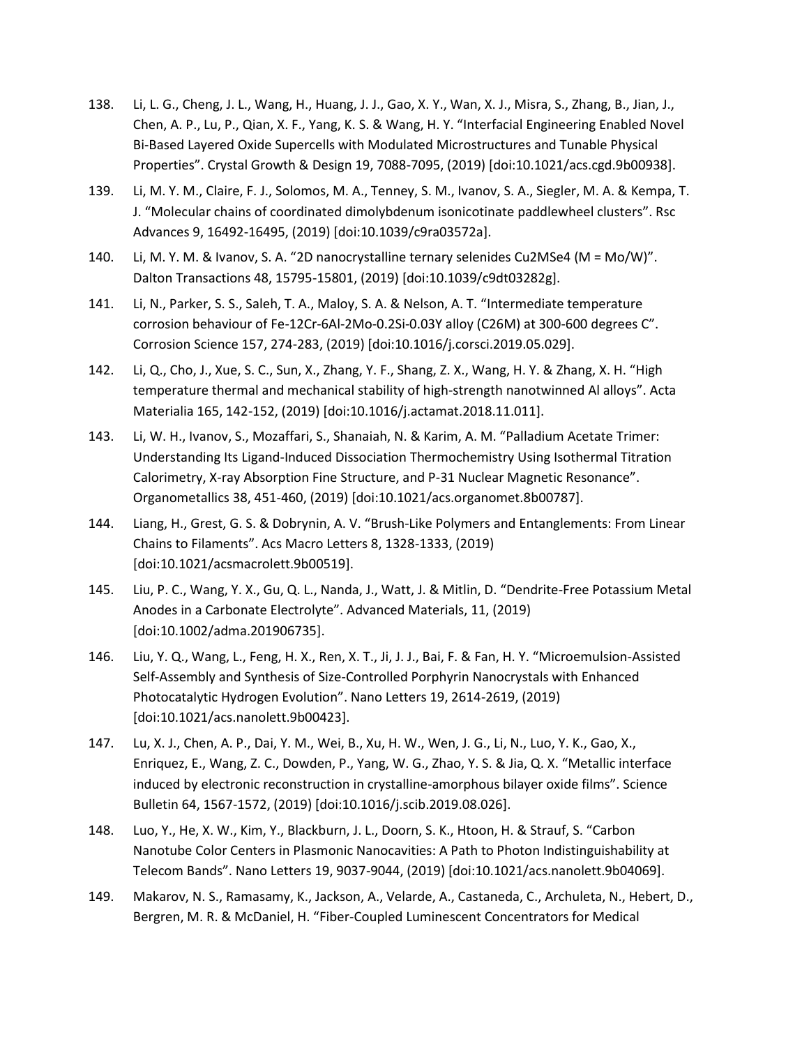138. Li, L. G., Cheng, J. L., Wang, H., Huang, J. J., Gao, X. Y., Wan, X. J., Misra, S., Zhang, B., Jian, J., Chen, A. P., Lu, P., Qian, X. F., Yang, K. S. & Wang, H. Y. "Interfacial Engineering Enabled Novel Bi-Based Layered Oxide Supercells with Modulated Microstructures and Tunable Physical Properties". Crystal Growth & Design 19, 7088-7095, (2019) [doi:10.1021/acs.cgd.9b00938].

139. Li, M. Y. M., Claire, F. J., Solomos, M. A., Tenney, S. M., Ivanov, S. A., Siegler, M. A. & Kempa, T. J. "Molecular chains of coordinated dimolybdenum isonicotinate paddlewheel clusters". Rsc Advances 9, 16492-16495, (2019) [doi:10.1039/c9ra03572a].

140. Li, M. Y. M. & Ivanov, S. A. "2D nanocrystalline ternary selenides $Cu_2MSe_4$ (M = Mo/W)". Dalton Transactions 48, 15795-15801, (2019) [doi:10.1039/c9dt03282g].

141. Li, N., Parker, S. S., Saleh, T. A., Maloy, S. A. & Nelson, A. T. "Intermediate temperature corrosion behaviour of Fe-12Cr-6Al-2Mo-0.2Si-0.03Y alloy (C26M) at 300-600 degrees C". Corrosion Science 157, 274-283, (2019) [doi:10.1016/j.corsci.2019.05.029].

142. Li, Q., Cho, J., Xue, S. C., Sun, X., Zhang, Y. F., Shang, Z. X., Wang, H. Y. & Zhang, X. H. "High temperature thermal and mechanical stability of high-strength nanotwinned Al alloys". Acta Materialia 165, 142-152, (2019) [doi:10.1016/j.actamat.2018.11.011].

143. Li, W. H., Ivanov, S., Mozaffari, S., Shanaiah, N. & Karim, A. M. "Palladium Acetate Trimer: Understanding Its Ligand-Induced Dissociation Thermochemistry Using Isothermal Titration Calorimetry, X-ray Absorption Fine Structure, and P-31 Nuclear Magnetic Resonance". Organometallics 38, 451-460, (2019) [doi:10.1021/acs.organomet.8b00787].

144. Liang, H., Grest, G. S. & Dobrynin, A. V. "Brush-Like Polymers and Entanglements: From Linear Chains to Filaments". Acs Macro Letters 8, 1328-1333, (2019) [doi:10.1021/acsmacrolett.9b00519].

145. Liu, P. C., Wang, Y. X., Gu, Q. L., Nanda, J., Watt, J. & Mitlin, D. "Dendrite-Free Potassium Metal Anodes in a Carbonate Electrolyte". Advanced Materials, 11, (2019) [doi:10.1002/adma.201906735].

146. Liu, Y. Q., Wang, L., Feng, H. X., Ren, X. T., Ji, J. J., Bai, F. & Fan, H. Y. "Microemulsion-Assisted Self-Assembly and Synthesis of Size-Controlled Porphyrin Nanocrystals with Enhanced Photocatalytic Hydrogen Evolution". Nano Letters 19, 2614-2619, (2019) [doi:10.1021/acs.nanolett.9b00423].

147. Lu, X. J., Chen, A. P., Dai, Y. M., Wei, B., Xu, H. W., Wen, J. G., Li, N., Luo, Y. K., Gao, X., Enriquez, E., Wang, Z. C., Dowden, P., Yang, W. G., Zhao, Y. S. & Jia, Q. X. "Metallic interface induced by electronic reconstruction in crystalline-amorphous bilayer oxide films". Science Bulletin 64, 1567-1572, (2019) [doi:10.1016/j.scib.2019.08.026].

148. Luo, Y., He, X. W., Kim, Y., Blackburn, J. L., Doorn, S. K., Htoon, H. & Strauf, S. "Carbon Nanotube Color Centers in Plasmonic Nanocavities: A Path to Photon Indistinguishability at Telecom Bands". Nano Letters 19, 9037-9044, (2019) [doi:10.1021/acs.nanolett.9b04069].

149. Makarov, N. S., Ramasamy, K., Jackson, A., Velarde, A., Castaneda, C., Archuleta, N., Hebert, D., Bergren, M. R. & McDaniel, H. "Fiber-Coupled Luminescent Concentrators for Medical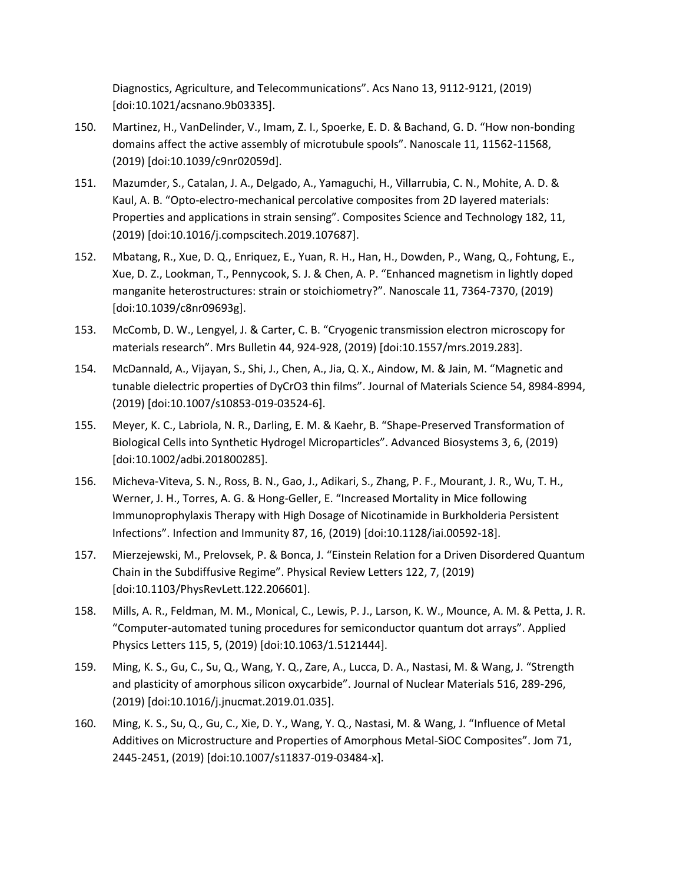Diagnostics, Agriculture, and Telecommunications". Acs Nano 13, 9112-9121, (2019) [doi:10.1021/acsnano.9b03335].

150. Martinez, H., VanDelinder, V., Imam, Z. I., Spoerke, E. D. & Bachand, G. D. "How non-bonding domains affect the active assembly of microtubule spools". Nanoscale 11, 11562-11568, (2019) [doi:10.1039/c9nr02059d].

151. Mazumder, S., Catalan, J. A., Delgado, A., Yamaguchi, H., Villarrubia, C. N., Mohite, A. D. & Kaul, A. B. "Opto-electro-mechanical percolative composites from 2D layered materials: Properties and applications in strain sensing". Composites Science and Technology 182, 11, (2019) [doi:10.1016/j.compscitech.2019.107687].

152. Mbatang, R., Xue, D. Q., Enriquez, E., Yuan, R. H., Han, H., Dowden, P., Wang, Q., Fohtung, E., Xue, D. Z., Lookman, T., Pennycook, S. J. & Chen, A. P. "Enhanced magnetism in lightly doped manganite heterostructures: strain or stoichiometry?". Nanoscale 11, 7364-7370, (2019) [doi:10.1039/c8nr09693g].

153. McComb, D. W., Lengyel, J. & Carter, C. B. "Cryogenic transmission electron microscopy for materials research". Mrs Bulletin 44, 924-928, (2019) [doi:10.1557/mrs.2019.283].

154. McDannald, A., Vijayan, S., Shi, J., Chen, A., Jia, Q. X., Aindow, M. & Jain, M. "Magnetic and tunable dielectric properties of DyCrO3 thin films". Journal of Materials Science 54, 8984-8994, (2019) [doi:10.1007/s10853-019-03524-6].

155. Meyer, K. C., Labriola, N. R., Darling, E. M. & Kaehr, B. "Shape-Preserved Transformation of Biological Cells into Synthetic Hydrogel Microparticles". Advanced Biosystems 3, 6, (2019) [doi:10.1002/adbi.201800285].

156. Micheva-Viteva, S. N., Ross, B. N., Gao, J., Adikari, S., Zhang, P. F., Mourant, J. R., Wu, T. H., Werner, J. H., Torres, A. G. & Hong-Geller, E. "Increased Mortality in Mice following Immunoprophylaxis Therapy with High Dosage of Nicotinamide in Burkholderia Persistent Infections". Infection and Immunity 87, 16, (2019) [doi:10.1128/iai.00592-18].

157. Mierzejewski, M., Prelovsek, P. & Bonca, J. "Einstein Relation for a Driven Disordered Quantum Chain in the Subdiffusive Regime". Physical Review Letters 122, 7, (2019) [doi:10.1103/PhysRevLett.122.206601].

158. Mills, A. R., Feldman, M. M., Monical, C., Lewis, P. J., Larson, K. W., Mounce, A. M. & Petta, J. R. "Computer-automated tuning procedures for semiconductor quantum dot arrays". Applied Physics Letters 115, 5, (2019) [doi:10.1063/1.5121444].

159. Ming, K. S., Gu, C., Su, Q., Wang, Y. Q., Zare, A., Lucca, D. A., Nastasi, M. & Wang, J. "Strength and plasticity of amorphous silicon oxycarbide". Journal of Nuclear Materials 516, 289-296, (2019) [doi:10.1016/j.jnucmat.2019.01.035].

160. Ming, K. S., Su, Q., Gu, C., Xie, D. Y., Wang, Y. Q., Nastasi, M. & Wang, J. "Influence of Metal Additives on Microstructure and Properties of Amorphous Metal-SiOC Composites". Jom 71, 2445-2451, (2019) [doi:10.1007/s11837-019-03484-x].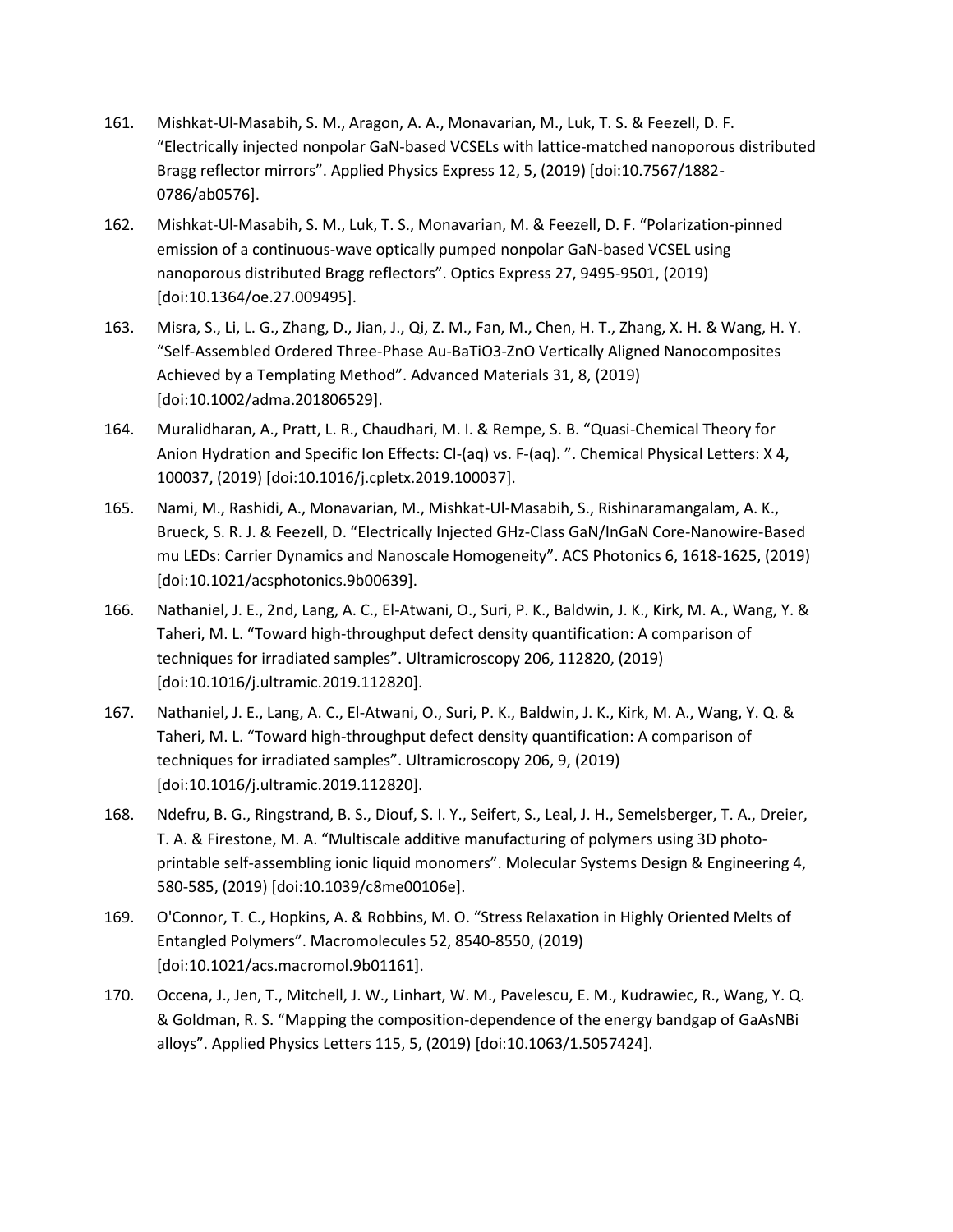161. Mishkat-Ul-Masabih, S. M., Aragon, A. A., Monavarian, M., Luk, T. S. & Feezell, D. F. "Electrically injected nonpolar GaN-based VCSELs with lattice-matched nanoporous distributed Bragg reflector mirrors". Applied Physics Express 12, 5, (2019) [doi:10.7567/1882-0786/ab0576].

162. Mishkat-Ul-Masabih, S. M., Luk, T. S., Monavarian, M. & Feezell, D. F. "Polarization-pinned emission of a continuous-wave optically pumped nonpolar GaN-based VCSEL using nanoporous distributed Bragg reflectors". Optics Express 27, 9495-9501, (2019) [doi:10.1364/oe.27.009495].

163. Misra, S., Li, L. G., Zhang, D., Jian, J., Qi, Z. M., Fan, M., Chen, H. T., Zhang, X. H. & Wang, H. Y. "Self-Assembled Ordered Three-Phase Au-BaTiO3-ZnO Vertically Aligned Nanocomposites Achieved by a Templating Method". Advanced Materials 31, 8, (2019) [doi:10.1002/adma.201806529].

164. Muralidharan, A., Pratt, L. R., Chaudhari, M. I. & Rempe, S. B. "Quasi-Chemical Theory for Anion Hydration and Specific Ion Effects: Cl-(aq) vs. F-(aq). ". Chemical Physical Letters: X 4, 100037, (2019) [doi:10.1016/j.cpletx.2019.100037].

165. Nami, M., Rashidi, A., Monavarian, M., Mishkat-Ul-Masabih, S., Rishinaramangalam, A. K., Brueck, S. R. J. & Feezell, D. "Electrically Injected GHz-Class GaN/InGaN Core-Nanowire-Based mu LEDs: Carrier Dynamics and Nanoscale Homogeneity". ACS Photonics 6, 1618-1625, (2019) [doi:10.1021/acsphotonics.9b00639].

166. Nathaniel, J. E., 2nd, Lang, A. C., El-Atwani, O., Suri, P. K., Baldwin, J. K., Kirk, M. A., Wang, Y. & Taheri, M. L. "Toward high-throughput defect density quantification: A comparison of techniques for irradiated samples". Ultramicroscopy 206, 112820, (2019) [doi:10.1016/j.ultramic.2019.112820].

167. Nathaniel, J. E., Lang, A. C., El-Atwani, O., Suri, P. K., Baldwin, J. K., Kirk, M. A., Wang, Y. Q. & Taheri, M. L. "Toward high-throughput defect density quantification: A comparison of techniques for irradiated samples". Ultramicroscopy 206, 9, (2019) [doi:10.1016/j.ultramic.2019.112820].

168. Ndefru, B. G., Ringstrand, B. S., Diouf, S. I. Y., Seifert, S., Leal, J. H., Semelsberger, T. A., Dreier, T. A. & Firestone, M. A. "Multiscale additive manufacturing of polymers using 3D photo-printable self-assembling ionic liquid monomers". Molecular Systems Design & Engineering 4, 580-585, (2019) [doi:10.1039/c8me00106e].

169. O'Connor, T. C., Hopkins, A. & Robbins, M. O. "Stress Relaxation in Highly Oriented Melts of Entangled Polymers". Macromolecules 52, 8540-8550, (2019) [doi:10.1021/acs.macromol.9b01161].

170. Occena, J., Jen, T., Mitchell, J. W., Linhart, W. M., Pavelescu, E. M., Kudrawiec, R., Wang, Y. Q. & Goldman, R. S. "Mapping the composition-dependence of the energy bandgap of GaAsNBi alloys". Applied Physics Letters 115, 5, (2019) [doi:10.1063/1.5057424].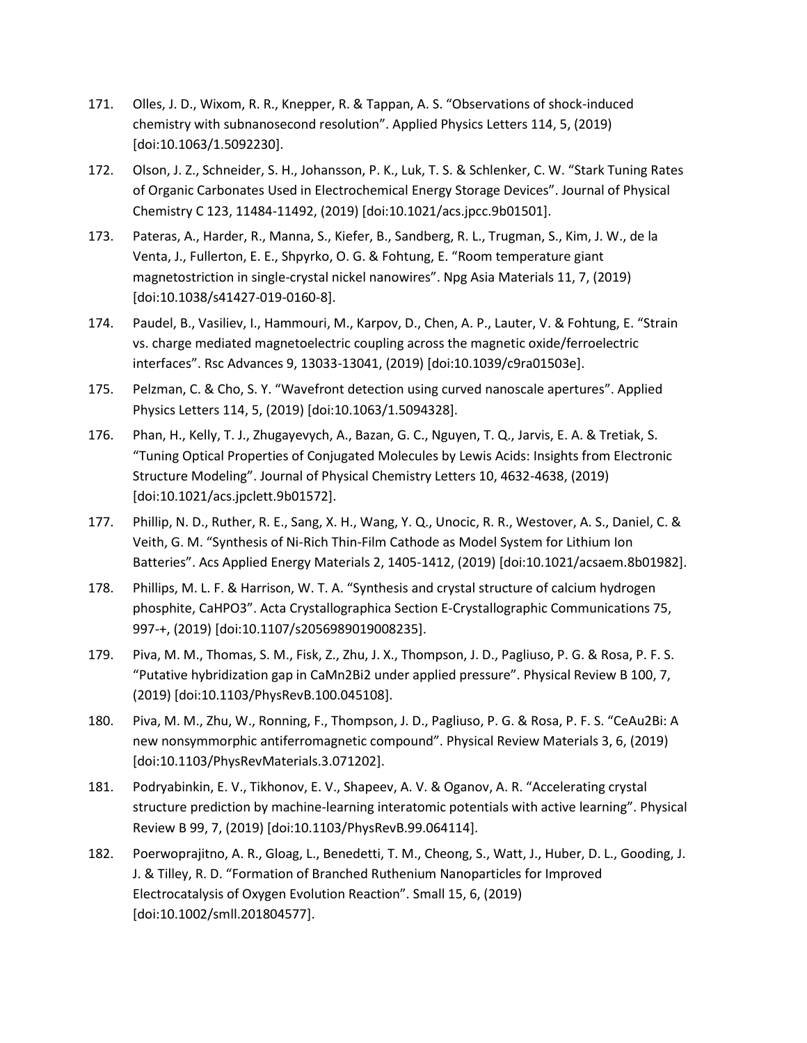171. Olles, J. D., Wixom, R. R., Knepper, R. & Tappan, A. S. "Observations of shock-induced chemistry with subnanosecond resolution". Applied Physics Letters 114, 5, (2019) [doi:10.1063/1.5092230].

172. Olson, J. Z., Schneider, S. H., Johansson, P. K., Luk, T. S. & Schlenker, C. W. "Stark Tuning Rates of Organic Carbonates Used in Electrochemical Energy Storage Devices". Journal of Physical Chemistry C 123, 11484-11492, (2019) [doi:10.1021/acs.jpcc.9b01501].

173. Pateras, A., Harder, R., Manna, S., Kiefer, B., Sandberg, R. L., Trugman, S., Kim, J. W., de la Venta, J., Fullerton, E. E., Shpyrko, O. G. & Fohtung, E. "Room temperature giant magnetostriction in single-crystal nickel nanowires". Npg Asia Materials 11, 7, (2019) [doi:10.1038/s41427-019-0160-8].

174. Paudel, B., Vasiliev, I., Hammouri, M., Karpov, D., Chen, A. P., Lauter, V. & Fohtung, E. "Strain vs. charge mediated magnetoelectric coupling across the magnetic oxide/ferroelectric interfaces". Rsc Advances 9, 13033-13041, (2019) [doi:10.1039/c9ra01503e].

175. Pelzman, C. & Cho, S. Y. "Wavefront detection using curved nanoscale apertures". Applied Physics Letters 114, 5, (2019) [doi:10.1063/1.5094328].

176. Phan, H., Kelly, T. J., Zhugayevych, A., Bazan, G. C., Nguyen, T. Q., Jarvis, E. A. & Tretiak, S. "Tuning Optical Properties of Conjugated Molecules by Lewis Acids: Insights from Electronic Structure Modeling". Journal of Physical Chemistry Letters 10, 4632-4638, (2019) [doi:10.1021/acs.jpclett.9b01572].

177. Phillip, N. D., Ruther, R. E., Sang, X. H., Wang, Y. Q., Unocic, R. R., Westover, A. S., Daniel, C. & Veith, G. M. "Synthesis of Ni-Rich Thin-Film Cathode as Model System for Lithium Ion Batteries". Acs Applied Energy Materials 2, 1405-1412, (2019) [doi:10.1021/acsaem.8b01982].

178. Phillips, M. L. F. & Harrison, W. T. A. "Synthesis and crystal structure of calcium hydrogen phosphite, $CaHPO_3$". Acta Crystallographica Section E-Crystallographic Communications 75, 997-+, (2019) [doi:10.1107/s2056989019008235].

179. Piva, M. M., Thomas, S. M., Fisk, Z., Zhu, J. X., Thompson, J. D., Pagliuso, P. G. & Rosa, P. F. S. "Putative hybridization gap in $CaMn_2Bi_2$ under applied pressure". Physical Review B 100, 7, (2019) [doi:10.1103/PhysRevB.100.045108].

180. Piva, M. M., Zhu, W., Ronning, F., Thompson, J. D., Pagliuso, P. G. & Rosa, P. F. S. "$CeAu_2Bi$: A new nonsymmorphic antiferromagnetic compound". Physical Review Materials 3, 6, (2019) [doi:10.1103/PhysRevMaterials.3.071202].

181. Podryabinkin, E. V., Tikhonov, E. V., Shapeev, A. V. & Oganov, A. R. "Accelerating crystal structure prediction by machine-learning interatomic potentials with active learning". Physical Review B 99, 7, (2019) [doi:10.1103/PhysRevB.99.064114].

182. Poerwoprajitno, A. R., Gloag, L., Benedetti, T. M., Cheong, S., Watt, J., Huber, D. L., Gooding, J. J. & Tilley, R. D. "Formation of Branched Ruthenium Nanoparticles for Improved Electrocatalysis of Oxygen Evolution Reaction". Small 15, 6, (2019) [doi:10.1002/smll.201804577].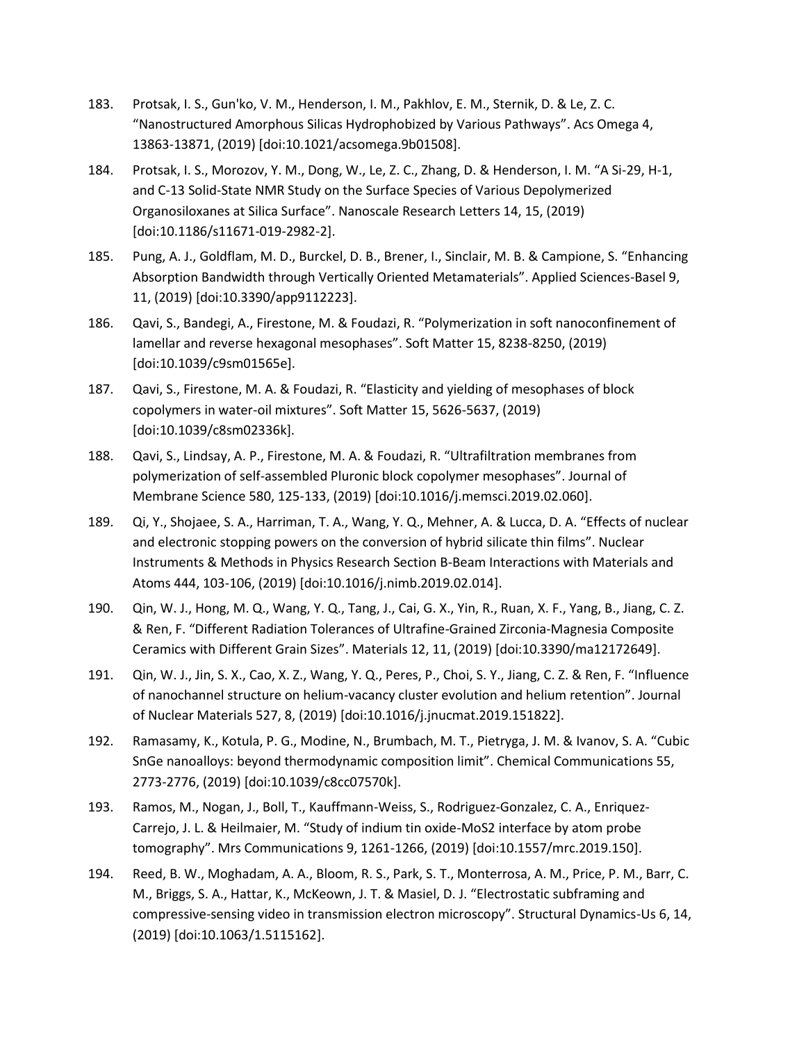183. Protsak, I. S., Gun'ko, V. M., Henderson, I. M., Pakhlov, E. M., Sternik, D. & Le, Z. C. “Nanostructured Amorphous Silicas Hydrophobized by Various Pathways”. Acs Omega 4, 13863-13871, (2019) [doi:10.1021/acsomega.9b01508].

184. Protsak, I. S., Morozov, Y. M., Dong, W., Le, Z. C., Zhang, D. & Henderson, I. M. “A Si-29, H-1, and C-13 Solid-State NMR Study on the Surface Species of Various Depolymerized Organosiloxanes at Silica Surface”. Nanoscale Research Letters 14, 15, (2019) [doi:10.1186/s11671-019-2982-2].

185. Pung, A. J., Goldflam, M. D., Burckel, D. B., Brener, I., Sinclair, M. B. & Campione, S. “Enhancing Absorption Bandwidth through Vertically Oriented Metamaterials”. Applied Sciences-Basel 9, 11, (2019) [doi:10.3390/app9112223].

186. Qavi, S., Bandegi, A., Firestone, M. & Foudazi, R. “Polymerization in soft nanoconfinement of lamellar and reverse hexagonal mesophases”. Soft Matter 15, 8238-8250, (2019) [doi:10.1039/c9sm01565e].

187. Qavi, S., Firestone, M. A. & Foudazi, R. “Elasticity and yielding of mesophases of block copolymers in water-oil mixtures”. Soft Matter 15, 5626-5637, (2019) [doi:10.1039/c8sm02336k].

188. Qavi, S., Lindsay, A. P., Firestone, M. A. & Foudazi, R. “Ultrafiltration membranes from polymerization of self-assembled Pluronic block copolymer mesophases”. Journal of Membrane Science 580, 125-133, (2019) [doi:10.1016/j.memsci.2019.02.060].

189. Qi, Y., Shojaee, S. A., Harriman, T. A., Wang, Y. Q., Mehner, A. & Lucca, D. A. “Effects of nuclear and electronic stopping powers on the conversion of hybrid silicate thin films”. Nuclear Instruments & Methods in Physics Research Section B-Beam Interactions with Materials and Atoms 444, 103-106, (2019) [doi:10.1016/j.nimb.2019.02.014].

190. Qin, W. J., Hong, M. Q., Wang, Y. Q., Tang, J., Cai, G. X., Yin, R., Ruan, X. F., Yang, B., Jiang, C. Z. & Ren, F. “Different Radiation Tolerances of Ultrafine-Grained Zirconia-Magnesia Composite Ceramics with Different Grain Sizes”. Materials 12, 11, (2019) [doi:10.3390/ma12172649].

191. Qin, W. J., Jin, S. X., Cao, X. Z., Wang, Y. Q., Peres, P., Choi, S. Y., Jiang, C. Z. & Ren, F. “Influence of nanochannel structure on helium-vacancy cluster evolution and helium retention”. Journal of Nuclear Materials 527, 8, (2019) [doi:10.1016/j.jnucmat.2019.151822].

192. Ramasamy, K., Kotula, P. G., Modine, N., Brumbach, M. T., Pietryga, J. M. & Ivanov, S. A. “Cubic SnGe nanoalloys: beyond thermodynamic composition limit”. Chemical Communications 55, 2773-2776, (2019) [doi:10.1039/c8cc07570k].

193. Ramos, M., Nogan, J., Boll, T., Kauffmann-Weiss, S., Rodriguez-Gonzalez, C. A., Enriquez-Carrejo, J. L. & Heilmaier, M. “Study of indium tin oxide-MoS2 interface by atom probe tomography”. Mrs Communications 9, 1261-1266, (2019) [doi:10.1557/mrc.2019.150].

194. Reed, B. W., Moghadam, A. A., Bloom, R. S., Park, S. T., Monterrosa, A. M., Price, P. M., Barr, C. M., Briggs, S. A., Hattar, K., McKeown, J. T. & Masiel, D. J. “Electrostatic subframing and compressive-sensing video in transmission electron microscopy”. Structural Dynamics-Us 6, 14, (2019) [doi:10.1063/1.5115162].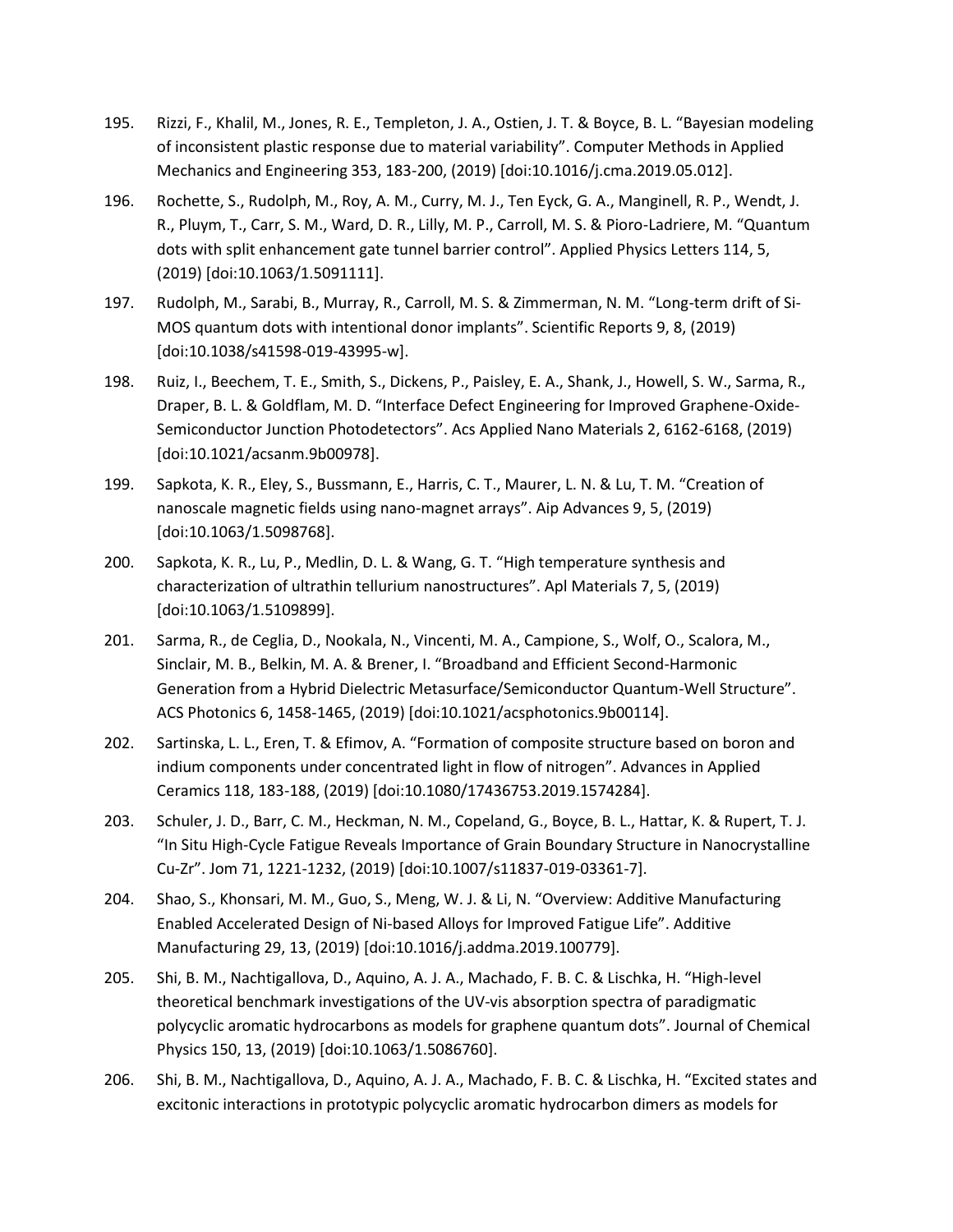195. Rizzi, F., Khalil, M., Jones, R. E., Templeton, J. A., Ostien, J. T. & Boyce, B. L. "Bayesian modeling of inconsistent plastic response due to material variability". Computer Methods in Applied Mechanics and Engineering 353, 183-200, (2019) [doi:10.1016/j.cma.2019.05.012].

196. Rochette, S., Rudolph, M., Roy, A. M., Curry, M. J., Ten Eyck, G. A., Manginell, R. P., Wendt, J. R., Pluym, T., Carr, S. M., Ward, D. R., Lilly, M. P., Carroll, M. S. & Pioro-Ladriere, M. "Quantum dots with split enhancement gate tunnel barrier control". Applied Physics Letters 114, 5, (2019) [doi:10.1063/1.5091111].

197. Rudolph, M., Sarabi, B., Murray, R., Carroll, M. S. & Zimmerman, N. M. "Long-term drift of Si-MOS quantum dots with intentional donor implants". Scientific Reports 9, 8, (2019) [doi:10.1038/s41598-019-43995-w].

198. Ruiz, I., Beechem, T. E., Smith, S., Dickens, P., Paisley, E. A., Shank, J., Howell, S. W., Sarma, R., Draper, B. L. & Goldflam, M. D. "Interface Defect Engineering for Improved Graphene-Oxide-Semiconductor Junction Photodetectors". Acs Applied Nano Materials 2, 6162-6168, (2019) [doi:10.1021/acsanm.9b00978].

199. Sapkota, K. R., Eley, S., Bussmann, E., Harris, C. T., Maurer, L. N. & Lu, T. M. "Creation of nanoscale magnetic fields using nano-magnet arrays". Aip Advances 9, 5, (2019) [doi:10.1063/1.5098768].

200. Sapkota, K. R., Lu, P., Medlin, D. L. & Wang, G. T. "High temperature synthesis and characterization of ultrathin tellurium nanostructures". Apl Materials 7, 5, (2019) [doi:10.1063/1.5109899].

201. Sarma, R., de Ceglia, D., Nookala, N., Vincenti, M. A., Campione, S., Wolf, O., Scalora, M., Sinclair, M. B., Belkin, M. A. & Brener, I. "Broadband and Efficient Second-Harmonic Generation from a Hybrid Dielectric Metasurface/Semiconductor Quantum-Well Structure". ACS Photonics 6, 1458-1465, (2019) [doi:10.1021/acsphotonics.9b00114].

202. Sartinska, L. L., Eren, T. & Efimov, A. "Formation of composite structure based on boron and indium components under concentrated light in flow of nitrogen". Advances in Applied Ceramics 118, 183-188, (2019) [doi:10.1080/17436753.2019.1574284].

203. Schuler, J. D., Barr, C. M., Heckman, N. M., Copeland, G., Boyce, B. L., Hattar, K. & Rupert, T. J. "In Situ High-Cycle Fatigue Reveals Importance of Grain Boundary Structure in Nanocrystalline Cu-Zr". Jom 71, 1221-1232, (2019) [doi:10.1007/s11837-019-03361-7].

204. Shao, S., Khonsari, M. M., Guo, S., Meng, W. J. & Li, N. "Overview: Additive Manufacturing Enabled Accelerated Design of Ni-based Alloys for Improved Fatigue Life". Additive Manufacturing 29, 13, (2019) [doi:10.1016/j.addma.2019.100779].

205. Shi, B. M., Nachtigallova, D., Aquino, A. J. A., Machado, F. B. C. & Lischka, H. "High-level theoretical benchmark investigations of the UV-vis absorption spectra of paradigmatic polycyclic aromatic hydrocarbons as models for graphene quantum dots". Journal of Chemical Physics 150, 13, (2019) [doi:10.1063/1.5086760].

206. Shi, B. M., Nachtigallova, D., Aquino, A. J. A., Machado, F. B. C. & Lischka, H. "Excited states and excitonic interactions in prototypic polycyclic aromatic hydrocarbon dimers as models for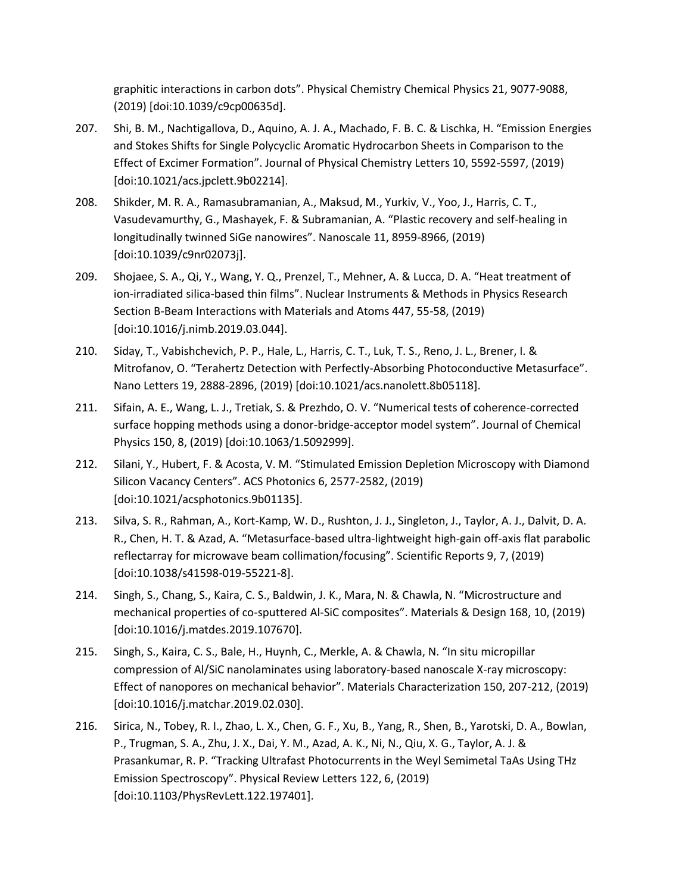graphitic interactions in carbon dots". Physical Chemistry Chemical Physics 21, 9077-9088, (2019) [doi:10.1039/c9cp00635d].

207. Shi, B. M., Nachtigallova, D., Aquino, A. J. A., Machado, F. B. C. & Lischka, H. "Emission Energies and Stokes Shifts for Single Polycyclic Aromatic Hydrocarbon Sheets in Comparison to the Effect of Excimer Formation". Journal of Physical Chemistry Letters 10, 5592-5597, (2019) [doi:10.1021/acs.jpclett.9b02214].

208. Shikder, M. R. A., Ramasubramanian, A., Maksud, M., Yurkiv, V., Yoo, J., Harris, C. T., Vasudevamurthy, G., Mashayek, F. & Subramanian, A. "Plastic recovery and self-healing in longitudinally twinned SiGe nanowires". Nanoscale 11, 8959-8966, (2019) [doi:10.1039/c9nr02073j].

209. Shojaee, S. A., Qi, Y., Wang, Y. Q., Prenzel, T., Mehner, A. & Lucca, D. A. "Heat treatment of ion-irradiated silica-based thin films". Nuclear Instruments & Methods in Physics Research Section B-Beam Interactions with Materials and Atoms 447, 55-58, (2019) [doi:10.1016/j.nimb.2019.03.044].

210. Siday, T., Vabishchevich, P. P., Hale, L., Harris, C. T., Luk, T. S., Reno, J. L., Brener, I. & Mitrofanov, O. "Terahertz Detection with Perfectly-Absorbing Photoconductive Metasurface". Nano Letters 19, 2888-2896, (2019) [doi:10.1021/acs.nanolett.8b05118].

211. Sifain, A. E., Wang, L. J., Tretiak, S. & Prezhdo, O. V. "Numerical tests of coherence-corrected surface hopping methods using a donor-bridge-acceptor model system". Journal of Chemical Physics 150, 8, (2019) [doi:10.1063/1.5092999].

212. Silani, Y., Hubert, F. & Acosta, V. M. "Stimulated Emission Depletion Microscopy with Diamond Silicon Vacancy Centers". ACS Photonics 6, 2577-2582, (2019) [doi:10.1021/acsphotonics.9b01135].

213. Silva, S. R., Rahman, A., Kort-Kamp, W. D., Rushton, J. J., Singleton, J., Taylor, A. J., Dalvit, D. A. R., Chen, H. T. & Azad, A. "Metasurface-based ultra-lightweight high-gain off-axis flat parabolic reflectarray for microwave beam collimation/focusing". Scientific Reports 9, 7, (2019) [doi:10.1038/s41598-019-55221-8].

214. Singh, S., Chang, S., Kaira, C. S., Baldwin, J. K., Mara, N. & Chawla, N. "Microstructure and mechanical properties of co-sputtered Al-SiC composites". Materials & Design 168, 10, (2019) [doi:10.1016/j.matdes.2019.107670].

215. Singh, S., Kaira, C. S., Bale, H., Huynh, C., Merkle, A. & Chawla, N. "In situ micropillar compression of Al/SiC nanolaminates using laboratory-based nanoscale X-ray microscopy: Effect of nanopores on mechanical behavior". Materials Characterization 150, 207-212, (2019) [doi:10.1016/j.matchar.2019.02.030].

216. Sirica, N., Tobey, R. I., Zhao, L. X., Chen, G. F., Xu, B., Yang, R., Shen, B., Yarotski, D. A., Bowlan, P., Trugman, S. A., Zhu, J. X., Dai, Y. M., Azad, A. K., Ni, N., Qiu, X. G., Taylor, A. J. & Prasankumar, R. P. "Tracking Ultrafast Photocurrents in the Weyl Semimetal TaAs Using THz Emission Spectroscopy". Physical Review Letters 122, 6, (2019) [doi:10.1103/PhysRevLett.122.197401].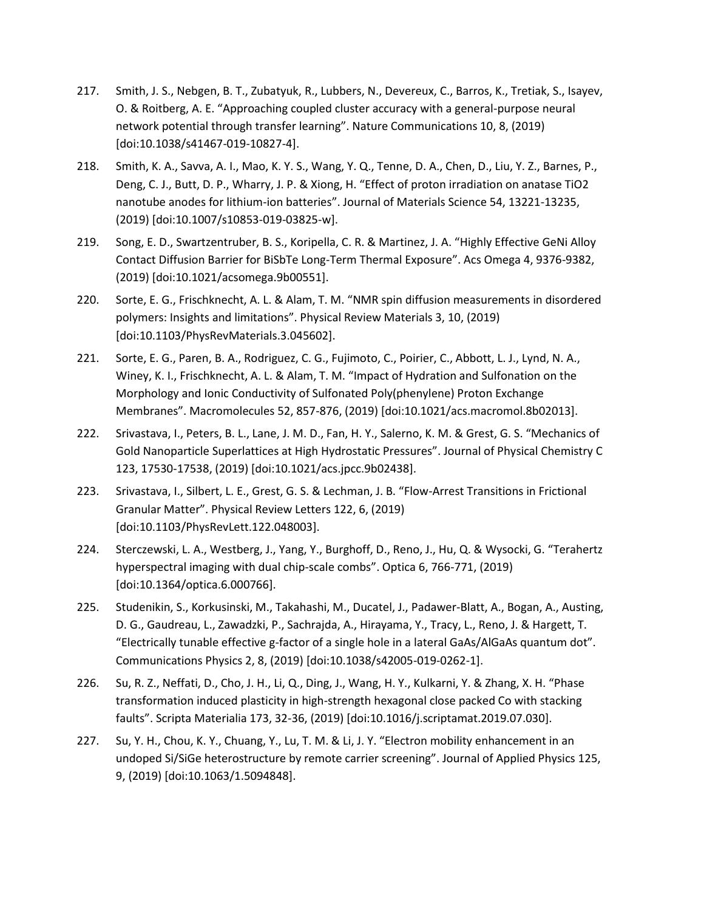217. Smith, J. S., Nebgen, B. T., Zubatyuk, R., Lubbers, N., Devereux, C., Barros, K., Tretiak, S., Isayev, O. & Roitberg, A. E. “Approaching coupled cluster accuracy with a general-purpose neural network potential through transfer learning”. Nature Communications 10, 8, (2019) [doi:10.1038/s41467-019-10827-4].

218. Smith, K. A., Savva, A. I., Mao, K. Y. S., Wang, Y. Q., Tenne, D. A., Chen, D., Liu, Y. Z., Barnes, P., Deng, C. J., Butt, D. P., Wharry, J. P. & Xiong, H. “Effect of proton irradiation on anatase $TiO_2$ nanotube anodes for lithium-ion batteries”. Journal of Materials Science 54, 13221-13235, (2019) [doi:10.1007/s10853-019-03825-w].

219. Song, E. D., Swartzentruber, B. S., Koripella, C. R. & Martinez, J. A. “Highly Effective GeNi Alloy Contact Diffusion Barrier for BiSbTe Long-Term Thermal Exposure”. Acs Omega 4, 9376-9382, (2019) [doi:10.1021/acsomega.9b00551].

220. Sorte, E. G., Frischknecht, A. L. & Alam, T. M. “NMR spin diffusion measurements in disordered polymers: Insights and limitations”. Physical Review Materials 3, 10, (2019) [doi:10.1103/PhysRevMaterials.3.045602].

221. Sorte, E. G., Paren, B. A., Rodriguez, C. G., Fujimoto, C., Poirier, C., Abbott, L. J., Lynd, N. A., Winey, K. I., Frischknecht, A. L. & Alam, T. M. “Impact of Hydration and Sulfonation on the Morphology and Ionic Conductivity of Sulfonated Poly(phenylene) Proton Exchange Membranes”. Macromolecules 52, 857-876, (2019) [doi:10.1021/acs.macromol.8b02013].

222. Srivastava, I., Peters, B. L., Lane, J. M. D., Fan, H. Y., Salerno, K. M. & Grest, G. S. “Mechanics of Gold Nanoparticle Superlattices at High Hydrostatic Pressures”. Journal of Physical Chemistry C 123, 17530-17538, (2019) [doi:10.1021/acs.jpcc.9b02438].

223. Srivastava, I., Silbert, L. E., Grest, G. S. & Lechman, J. B. “Flow-Arrest Transitions in Frictional Granular Matter”. Physical Review Letters 122, 6, (2019) [doi:10.1103/PhysRevLett.122.048003].

224. Sterczewski, L. A., Westberg, J., Yang, Y., Burghoff, D., Reno, J., Hu, Q. & Wysocki, G. “Terahertz hyperspectral imaging with dual chip-scale combs”. Optica 6, 766-771, (2019) [doi:10.1364/optica.6.000766].

225. Studenikin, S., Korkusinski, M., Takahashi, M., Ducatel, J., Padawer-Blatt, A., Bogan, A., Austing, D. G., Gaudreau, L., Zawadzki, P., Sachrajda, A., Hirayama, Y., Tracy, L., Reno, J. & Hargett, T. “Electrically tunable effective g-factor of a single hole in a lateral GaAs/AlGaAs quantum dot”. Communications Physics 2, 8, (2019) [doi:10.1038/s42005-019-0262-1].

226. Su, R. Z., Neffati, D., Cho, J. H., Li, Q., Ding, J., Wang, H. Y., Kulkarni, Y. & Zhang, X. H. “Phase transformation induced plasticity in high-strength hexagonal close packed Co with stacking faults”. Scripta Materialia 173, 32-36, (2019) [doi:10.1016/j.scriptamat.2019.07.030].

227. Su, Y. H., Chou, K. Y., Chuang, Y., Lu, T. M. & Li, J. Y. “Electron mobility enhancement in an undoped Si/SiGe heterostructure by remote carrier screening”. Journal of Applied Physics 125, 9, (2019) [doi:10.1063/1.5094848].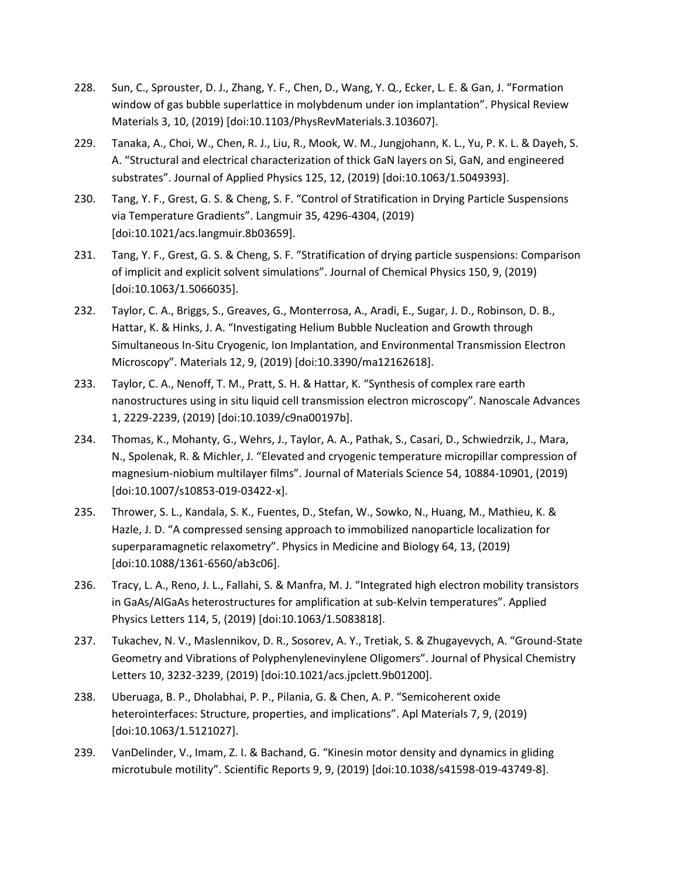228. Sun, C., Sprouster, D. J., Zhang, Y. F., Chen, D., Wang, Y. Q., Ecker, L. E. & Gan, J. "Formation window of gas bubble superlattice in molybdenum under ion implantation". Physical Review Materials 3, 10, (2019) [doi:10.1103/PhysRevMaterials.3.103607].

229. Tanaka, A., Choi, W., Chen, R. J., Liu, R., Mook, W. M., Jungjohann, K. L., Yu, P. K. L. & Dayeh, S. A. "Structural and electrical characterization of thick GaN layers on Si, GaN, and engineered substrates". Journal of Applied Physics 125, 12, (2019) [doi:10.1063/1.5049393].

230. Tang, Y. F., Grest, G. S. & Cheng, S. F. "Control of Stratification in Drying Particle Suspensions via Temperature Gradients". Langmuir 35, 4296-4304, (2019) [doi:10.1021/acs.langmuir.8b03659].

231. Tang, Y. F., Grest, G. S. & Cheng, S. F. "Stratification of drying particle suspensions: Comparison of implicit and explicit solvent simulations". Journal of Chemical Physics 150, 9, (2019) [doi:10.1063/1.5066035].

232. Taylor, C. A., Briggs, S., Greaves, G., Monterrosa, A., Aradi, E., Sugar, J. D., Robinson, D. B., Hattar, K. & Hinks, J. A. "Investigating Helium Bubble Nucleation and Growth through Simultaneous In-Situ Cryogenic, Ion Implantation, and Environmental Transmission Electron Microscopy". Materials 12, 9, (2019) [doi:10.3390/ma12162618].

233. Taylor, C. A., Nenoff, T. M., Pratt, S. H. & Hattar, K. "Synthesis of complex rare earth nanostructures using in situ liquid cell transmission electron microscopy". Nanoscale Advances 1, 2229-2239, (2019) [doi:10.1039/c9na00197b].

234. Thomas, K., Mohanty, G., Wehrs, J., Taylor, A. A., Pathak, S., Casari, D., Schwiedrzik, J., Mara, N., Spolenak, R. & Michler, J. "Elevated and cryogenic temperature micropillar compression of magnesium-niobium multilayer films". Journal of Materials Science 54, 10884-10901, (2019) [doi:10.1007/s10853-019-03422-x].

235. Thrower, S. L., Kandala, S. K., Fuentes, D., Stefan, W., Sowko, N., Huang, M., Mathieu, K. & Hazle, J. D. "A compressed sensing approach to immobilized nanoparticle localization for superparamagnetic relaxometry". Physics in Medicine and Biology 64, 13, (2019) [doi:10.1088/1361-6560/ab3c06].

236. Tracy, L. A., Reno, J. L., Fallahi, S. & Manfra, M. J. "Integrated high electron mobility transistors in GaAs/AlGaAs heterostructures for amplification at sub-Kelvin temperatures". Applied Physics Letters 114, 5, (2019) [doi:10.1063/1.5083818].

237. Tukachev, N. V., Maslennikov, D. R., Sosorev, A. Y., Tretiak, S. & Zhugayevych, A. "Ground-State Geometry and Vibrations of Polyphenylenevinylene Oligomers". Journal of Physical Chemistry Letters 10, 3232-3239, (2019) [doi:10.1021/acs.jpclett.9b01200].

238. Uberuaga, B. P., Dholabhai, P. P., Pilania, G. & Chen, A. P. "Semicoherent oxide heterointerfaces: Structure, properties, and implications". Apl Materials 7, 9, (2019) [doi:10.1063/1.5121027].

239. VanDelinder, V., Imam, Z. I. & Bachand, G. "Kinesin motor density and dynamics in gliding microtubule motility". Scientific Reports 9, 9, (2019) [doi:10.1038/s41598-019-43749-8].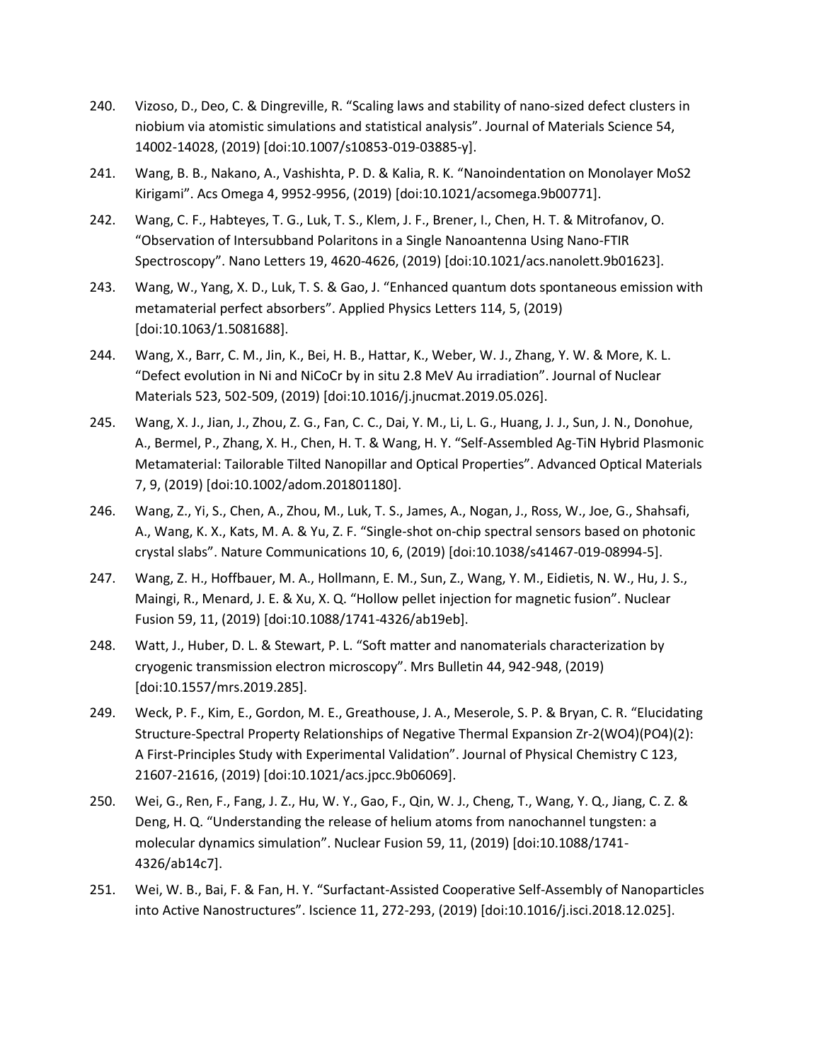240. Vizoso, D., Deo, C. & Dingreville, R. "Scaling laws and stability of nano-sized defect clusters in niobium via atomistic simulations and statistical analysis". Journal of Materials Science 54, 14002-14028, (2019) [doi:10.1007/s10853-019-03885-y].

241. Wang, B. B., Nakano, A., Vashishta, P. D. & Kalia, R. K. "Nanoindentation on Monolayer MoS2 Kirigami". Acs Omega 4, 9952-9956, (2019) [doi:10.1021/acsomega.9b00771].

242. Wang, C. F., Habteyes, T. G., Luk, T. S., Klem, J. F., Brener, I., Chen, H. T. & Mitrofanov, O. "Observation of Intersubband Polaritons in a Single Nanoantenna Using Nano-FTIR Spectroscopy". Nano Letters 19, 4620-4626, (2019) [doi:10.1021/acs.nanolett.9b01623].

243. Wang, W., Yang, X. D., Luk, T. S. & Gao, J. "Enhanced quantum dots spontaneous emission with metamaterial perfect absorbers". Applied Physics Letters 114, 5, (2019) [doi:10.1063/1.5081688].

244. Wang, X., Barr, C. M., Jin, K., Bei, H. B., Hattar, K., Weber, W. J., Zhang, Y. W. & More, K. L. "Defect evolution in Ni and NiCoCr by in situ 2.8 MeV Au irradiation". Journal of Nuclear Materials 523, 502-509, (2019) [doi:10.1016/j.jnucmat.2019.05.026].

245. Wang, X. J., Jian, J., Zhou, Z. G., Fan, C. C., Dai, Y. M., Li, L. G., Huang, J. J., Sun, J. N., Donohue, A., Bermel, P., Zhang, X. H., Chen, H. T. & Wang, H. Y. "Self-Assembled Ag-TiN Hybrid Plasmonic Metamaterial: Tailorable Tilted Nanopillar and Optical Properties". Advanced Optical Materials 7, 9, (2019) [doi:10.1002/adom.201801180].

246. Wang, Z., Yi, S., Chen, A., Zhou, M., Luk, T. S., James, A., Nogan, J., Ross, W., Joe, G., Shahsafi, A., Wang, K. X., Kats, M. A. & Yu, Z. F. "Single-shot on-chip spectral sensors based on photonic crystal slabs". Nature Communications 10, 6, (2019) [doi:10.1038/s41467-019-08994-5].

247. Wang, Z. H., Hoffbauer, M. A., Hollmann, E. M., Sun, Z., Wang, Y. M., Eidietis, N. W., Hu, J. S., Maingi, R., Menard, J. E. & Xu, X. Q. "Hollow pellet injection for magnetic fusion". Nuclear Fusion 59, 11, (2019) [doi:10.1088/1741-4326/ab19eb].

248. Watt, J., Huber, D. L. & Stewart, P. L. "Soft matter and nanomaterials characterization by cryogenic transmission electron microscopy". Mrs Bulletin 44, 942-948, (2019) [doi:10.1557/mrs.2019.285].

249. Weck, P. F., Kim, E., Gordon, M. E., Greathouse, J. A., Meserole, S. P. & Bryan, C. R. "Elucidating Structure-Spectral Property Relationships of Negative Thermal Expansion Zr-2(WO4)(PO4)(2): A First-Principles Study with Experimental Validation". Journal of Physical Chemistry C 123, 21607-21616, (2019) [doi:10.1021/acs.jpcc.9b06069].

250. Wei, G., Ren, F., Fang, J. Z., Hu, W. Y., Gao, F., Qin, W. J., Cheng, T., Wang, Y. Q., Jiang, C. Z. & Deng, H. Q. "Understanding the release of helium atoms from nanochannel tungsten: a molecular dynamics simulation". Nuclear Fusion 59, 11, (2019) [doi:10.1088/1741-4326/ab14c7].

251. Wei, W. B., Bai, F. & Fan, H. Y. "Surfactant-Assisted Cooperative Self-Assembly of Nanoparticles into Active Nanostructures". Iscience 11, 272-293, (2019) [doi:10.1016/j.isci.2018.12.025].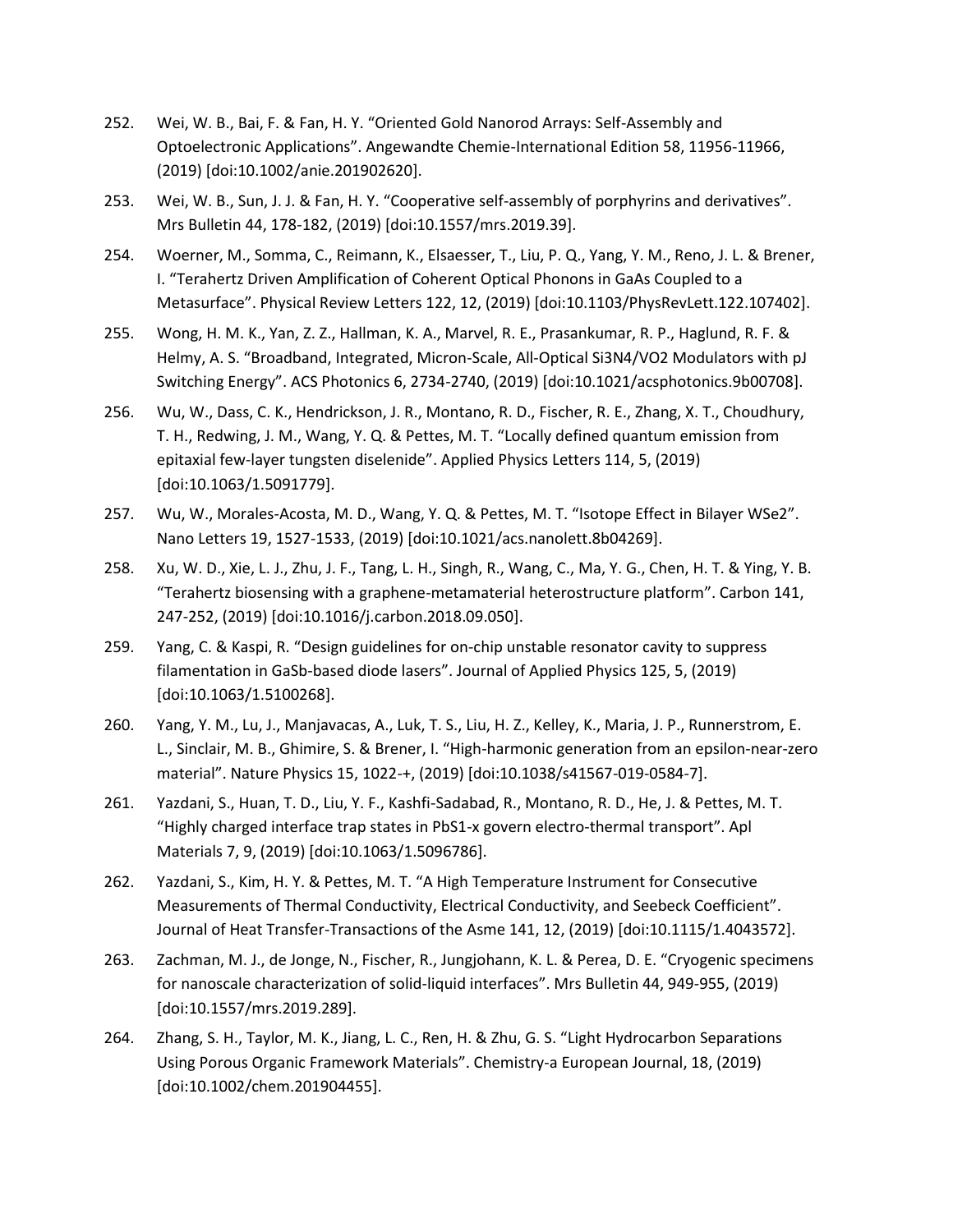252. Wei, W. B., Bai, F. & Fan, H. Y. "Oriented Gold Nanorod Arrays: Self-Assembly and Optoelectronic Applications". Angewandte Chemie-International Edition 58, 11956-11966, (2019) [doi:10.1002/anie.201902620].

253. Wei, W. B., Sun, J. J. & Fan, H. Y. "Cooperative self-assembly of porphyrins and derivatives". Mrs Bulletin 44, 178-182, (2019) [doi:10.1557/mrs.2019.39].

254. Woerner, M., Somma, C., Reimann, K., Elsaesser, T., Liu, P. Q., Yang, Y. M., Reno, J. L. & Brener, I. "Terahertz Driven Amplification of Coherent Optical Phonons in GaAs Coupled to a Metasurface". Physical Review Letters 122, 12, (2019) [doi:10.1103/PhysRevLett.122.107402].

255. Wong, H. M. K., Yan, Z. Z., Hallman, K. A., Marvel, R. E., Prasankumar, R. P., Haglund, R. F. & Helmy, A. S. "Broadband, Integrated, Micron-Scale, All-Optical $Si_3N_4/VO_2$ Modulators with pJ Switching Energy". ACS Photonics 6, 2734-2740, (2019) [doi:10.1021/acsphotonics.9b00708].

256. Wu, W., Dass, C. K., Hendrickson, J. R., Montano, R. D., Fischer, R. E., Zhang, X. T., Choudhury, T. H., Redwing, J. M., Wang, Y. Q. & Pettes, M. T. "Locally defined quantum emission from epitaxial few-layer tungsten diselenide". Applied Physics Letters 114, 5, (2019) [doi:10.1063/1.5091779].

257. Wu, W., Morales-Acosta, M. D., Wang, Y. Q. & Pettes, M. T. "Isotope Effect in Bilayer $WSe_2$". Nano Letters 19, 1527-1533, (2019) [doi:10.1021/acs.nanolett.8b04269].

258. Xu, W. D., Xie, L. J., Zhu, J. F., Tang, L. H., Singh, R., Wang, C., Ma, Y. G., Chen, H. T. & Ying, Y. B. "Terahertz biosensing with a graphene-metamaterial heterostructure platform". Carbon 141, 247-252, (2019) [doi:10.1016/j.carbon.2018.09.050].

259. Yang, C. & Kaspi, R. "Design guidelines for on-chip unstable resonator cavity to suppress filamentation in GaSb-based diode lasers". Journal of Applied Physics 125, 5, (2019) [doi:10.1063/1.5100268].

260. Yang, Y. M., Lu, J., Manjavacas, A., Luk, T. S., Liu, H. Z., Kelley, K., Maria, J. P., Runnerstrom, E. L., Sinclair, M. B., Ghimire, S. & Brener, I. "High-harmonic generation from an epsilon-near-zero material". Nature Physics 15, 1022-+, (2019) [doi:10.1038/s41567-019-0584-7].

261. Yazdani, S., Huan, T. D., Liu, Y. F., Kashfi-Sadabad, R., Montano, R. D., He, J. & Pettes, M. T. "Highly charged interface trap states in $PbS_{1-x}$ govern electro-thermal transport". Apl Materials 7, 9, (2019) [doi:10.1063/1.5096786].

262. Yazdani, S., Kim, H. Y. & Pettes, M. T. "A High Temperature Instrument for Consecutive Measurements of Thermal Conductivity, Electrical Conductivity, and Seebeck Coefficient". Journal of Heat Transfer-Transactions of the Asme 141, 12, (2019) [doi:10.1115/1.4043572].

263. Zachman, M. J., de Jonge, N., Fischer, R., Jungjohann, K. L. & Perea, D. E. "Cryogenic specimens for nanoscale characterization of solid-liquid interfaces". Mrs Bulletin 44, 949-955, (2019) [doi:10.1557/mrs.2019.289].

264. Zhang, S. H., Taylor, M. K., Jiang, L. C., Ren, H. & Zhu, G. S. "Light Hydrocarbon Separations Using Porous Organic Framework Materials". Chemistry-a European Journal, 18, (2019) [doi:10.1002/chem.201904455].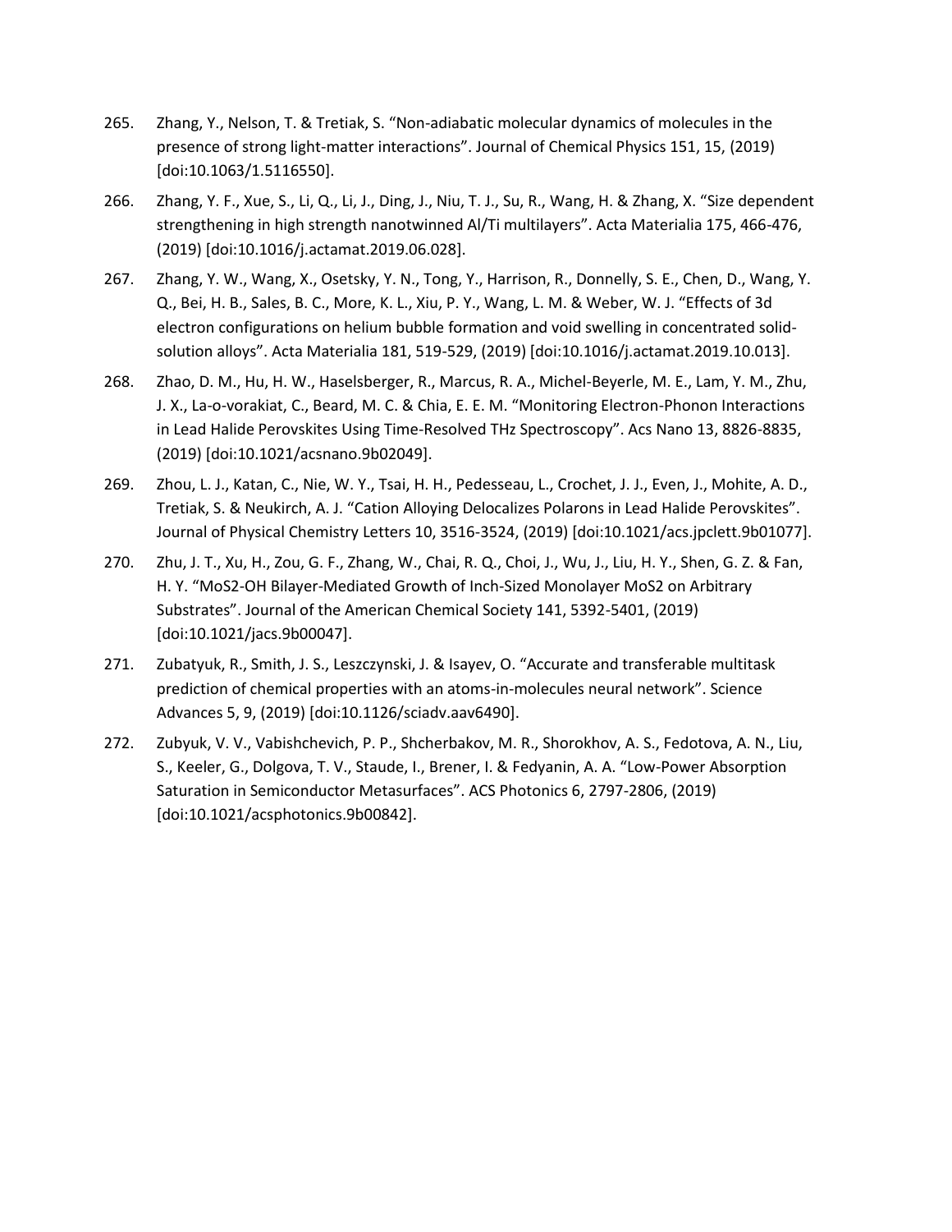265. Zhang, Y., Nelson, T. & Tretiak, S. "Non-adiabatic molecular dynamics of molecules in the presence of strong light-matter interactions". Journal of Chemical Physics 151, 15, (2019) [doi:10.1063/1.5116550].

266. Zhang, Y. F., Xue, S., Li, Q., Li, J., Ding, J., Niu, T. J., Su, R., Wang, H. & Zhang, X. "Size dependent strengthening in high strength nanotwinned Al/Ti multilayers". Acta Materialia 175, 466-476, (2019) [doi:10.1016/j.actamat.2019.06.028].

267. Zhang, Y. W., Wang, X., Osetsky, Y. N., Tong, Y., Harrison, R., Donnelly, S. E., Chen, D., Wang, Y. Q., Bei, H. B., Sales, B. C., More, K. L., Xiu, P. Y., Wang, L. M. & Weber, W. J. "Effects of 3d electron configurations on helium bubble formation and void swelling in concentrated solid-solution alloys". Acta Materialia 181, 519-529, (2019) [doi:10.1016/j.actamat.2019.10.013].

268. Zhao, D. M., Hu, H. W., Haselsberger, R., Marcus, R. A., Michel-Beyerle, M. E., Lam, Y. M., Zhu, J. X., La-o-vorakiat, C., Beard, M. C. & Chia, E. E. M. "Monitoring Electron-Phonon Interactions in Lead Halide Perovskites Using Time-Resolved THz Spectroscopy". Acs Nano 13, 8826-8835, (2019) [doi:10.1021/acsnano.9b02049].

269. Zhou, L. J., Katan, C., Nie, W. Y., Tsai, H. H., Pedesseau, L., Crochet, J. J., Even, J., Mohite, A. D., Tretiak, S. & Neukirch, A. J. "Cation Alloying Delocalizes Polarons in Lead Halide Perovskites". Journal of Physical Chemistry Letters 10, 3516-3524, (2019) [doi:10.1021/acs.jpclett.9b01077].

270. Zhu, J. T., Xu, H., Zou, G. F., Zhang, W., Chai, R. Q., Choi, J., Wu, J., Liu, H. Y., Shen, G. Z. & Fan, H. Y. "MoS2-OH Bilayer-Mediated Growth of Inch-Sized Monolayer MoS2 on Arbitrary Substrates". Journal of the American Chemical Society 141, 5392-5401, (2019) [doi:10.1021/jacs.9b00047].

271. Zubatyuk, R., Smith, J. S., Leszczynski, J. & Isayev, O. "Accurate and transferable multitask prediction of chemical properties with an atoms-in-molecules neural network". Science Advances 5, 9, (2019) [doi:10.1126/sciadv.aav6490].

272. Zubyuk, V. V., Vabishchevich, P. P., Shcherbakov, M. R., Shorokhov, A. S., Fedotova, A. N., Liu, S., Keeler, G., Dolgova, T. V., Staude, I., Brener, I. & Fedyanin, A. A. "Low-Power Absorption Saturation in Semiconductor Metasurfaces". ACS Photonics 6, 2797-2806, (2019) [doi:10.1021/acsphotonics.9b00842].